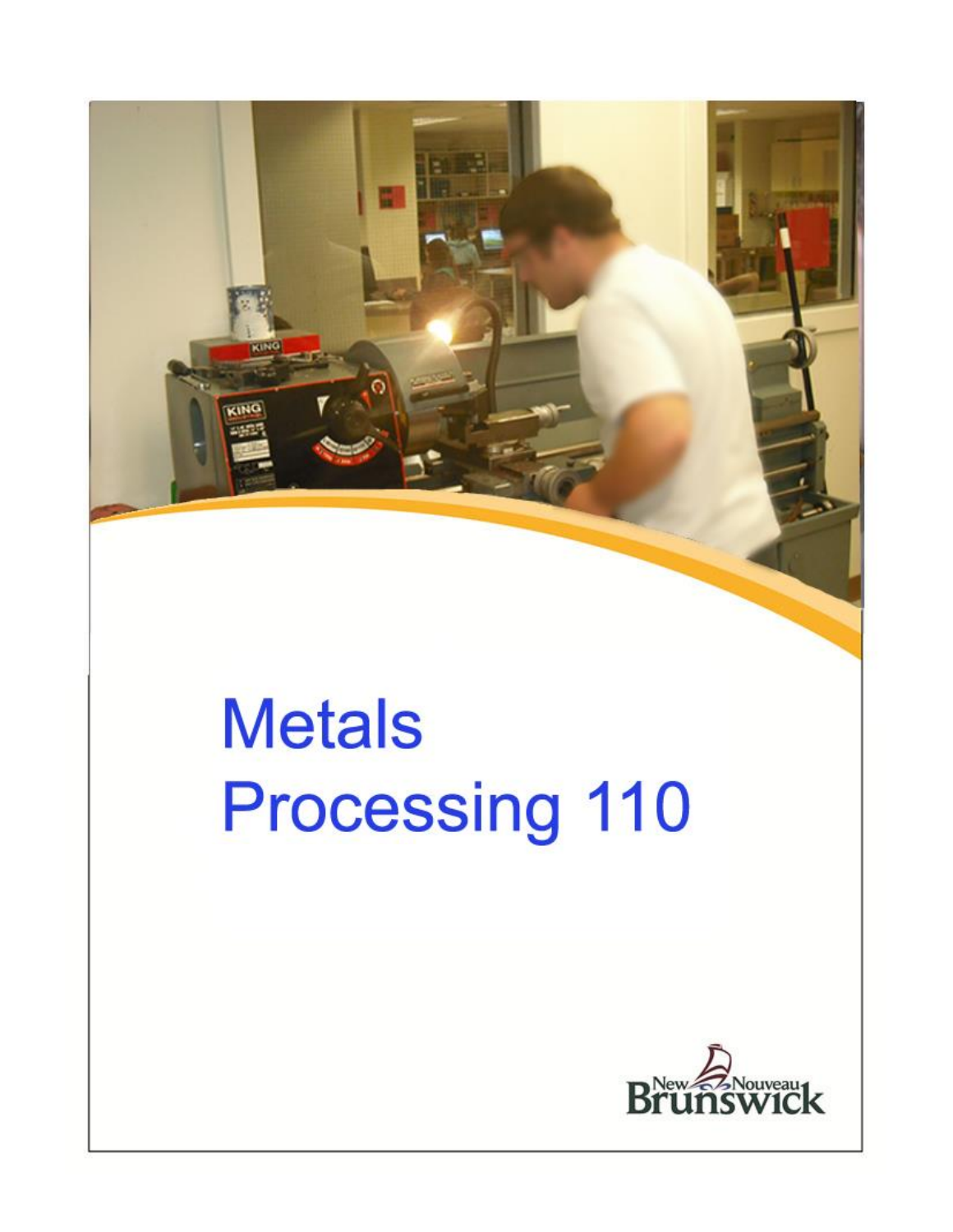# Metals Processing 110

New Nouveau Brunswick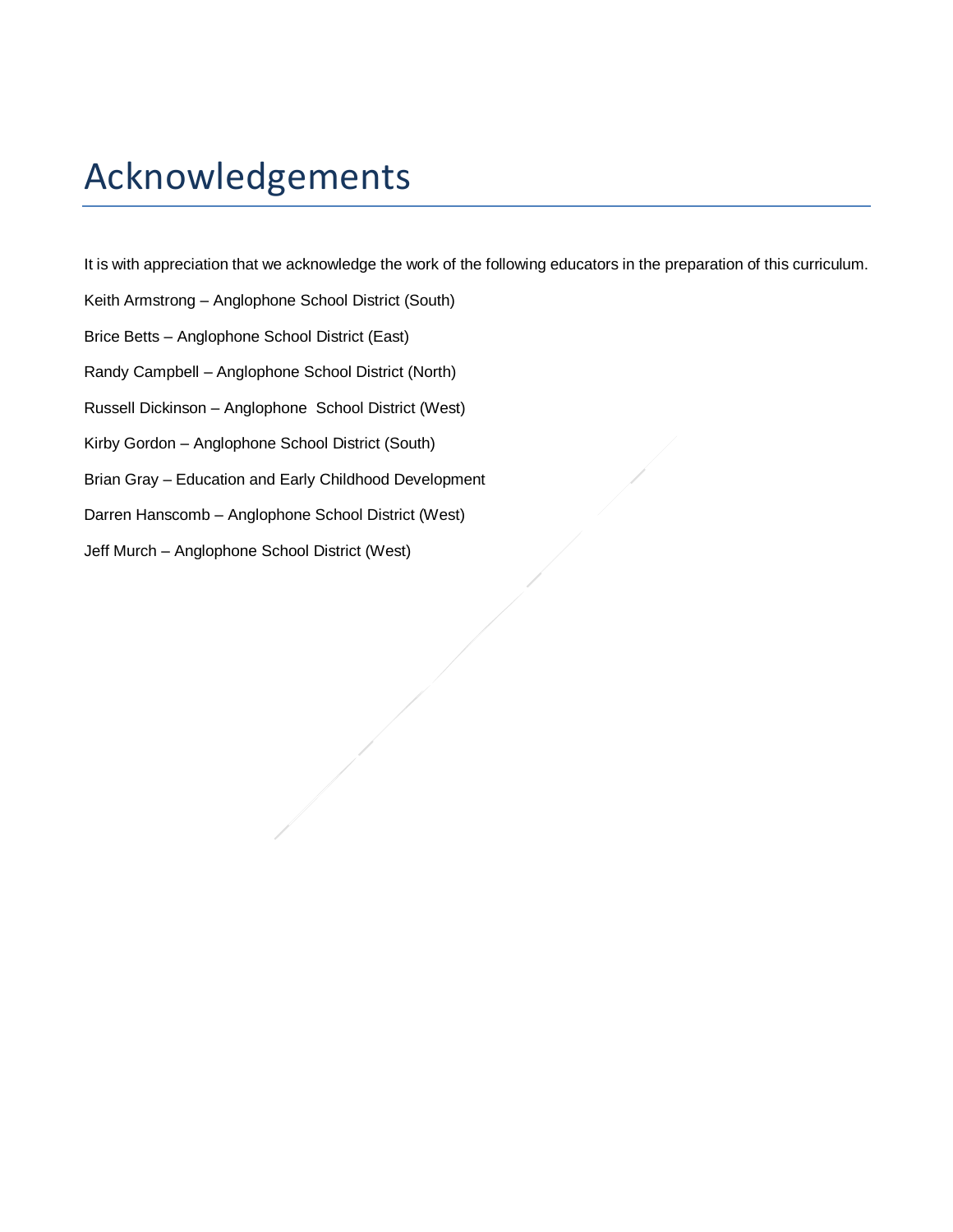# Acknowledgements

It is with appreciation that we acknowledge the work of the following educators in the preparation of this curriculum.

Keith Armstrong – Anglophone School District (South)

Brice Betts – Anglophone School District (East)

Randy Campbell – Anglophone School District (North)

Russell Dickinson – Anglophone School District (West)

Kirby Gordon – Anglophone School District (South)

Brian Gray – Education and Early Childhood Development

Darren Hanscomb – Anglophone School District (West)

Jeff Murch – Anglophone School District (West)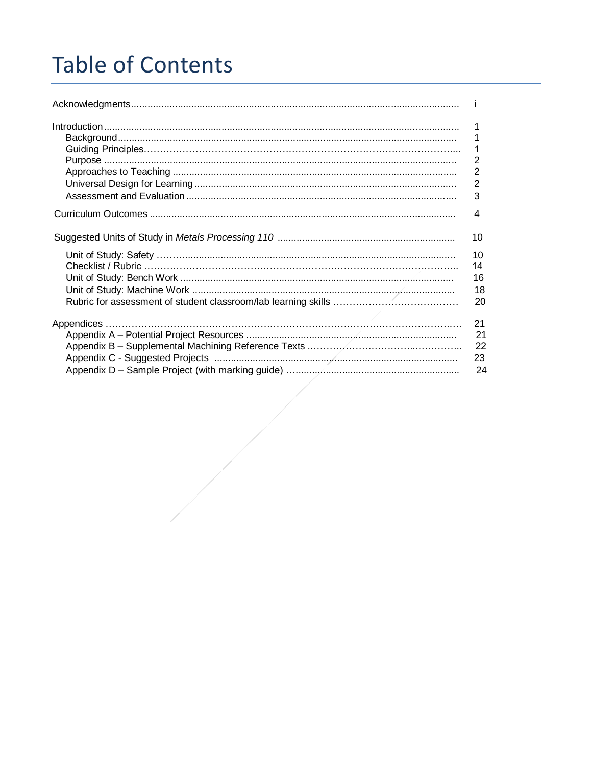# Table of Contents

| | |
|---|---|
| Acknowledgments | i |
| Introduction | 1 |
| Background | 1 |
| Guiding Principles | 1 |
| Purpose | 2 |
| Approaches to Teaching | 2 |
| Universal Design for Learning | 2 |
| Assessment and Evaluation | 3 |
| Curriculum Outcomes | 4 |
| Suggested Units of Study in *Metals Processing 110* | 10 |
| Unit of Study: Safety | 10 |
| Checklist / Rubric | 14 |
| Unit of Study: Bench Work | 16 |
| Unit of Study: Machine Work | 18 |
| Rubric for assessment of student classroom/lab learning skills | 20 |
| Appendices | 21 |
| Appendix A – Potential Project Resources | 21 |
| Appendix B – Supplemental Machining Reference Texts | 22 |
| Appendix C - Suggested Projects | 23 |
| Appendix D – Sample Project (with marking guide) | 24 |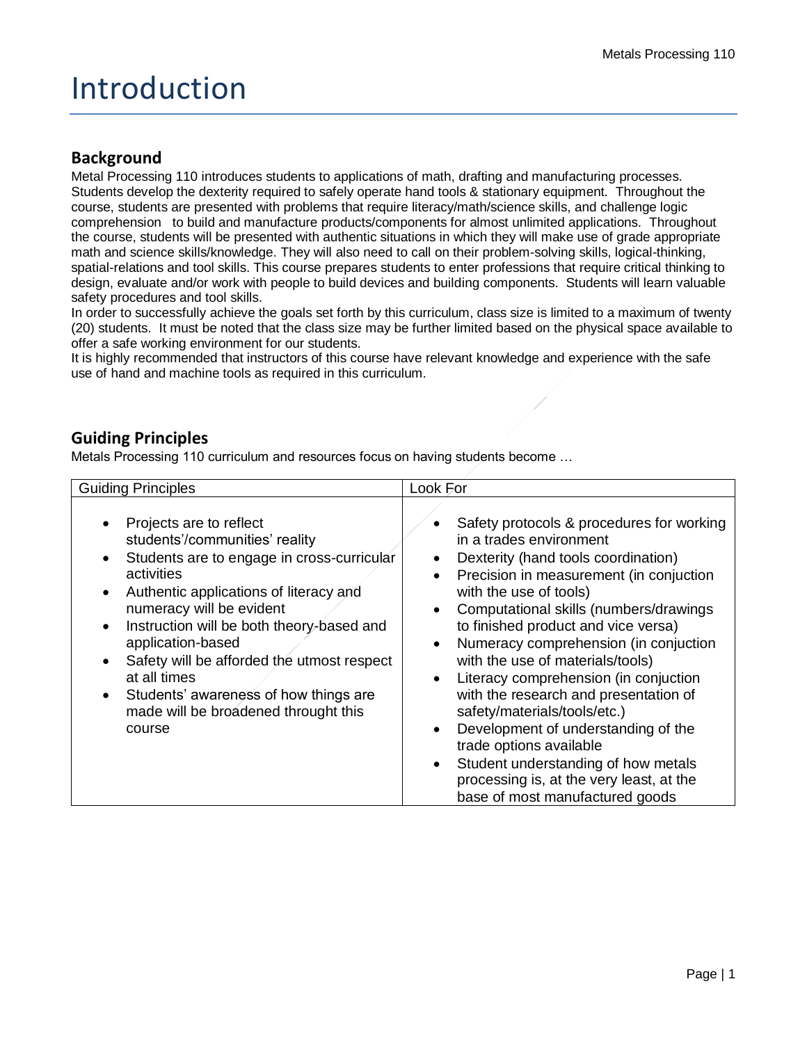# Introduction

## Background

Metal Processing 110 introduces students to applications of math, drafting and manufacturing processes. Students develop the dexterity required to safely operate hand tools & stationary equipment. Throughout the course, students are presented with problems that require literacy/math/science skills, and challenge logic comprehension to build and manufacture products/components for almost unlimited applications. Throughout the course, students will be presented with authentic situations in which they will make use of grade appropriate math and science skills/knowledge. They will also need to call on their problem-solving skills, logical-thinking, spatial-relations and tool skills. This course prepares students to enter professions that require critical thinking to design, evaluate and/or work with people to build devices and building components. Students will learn valuable safety procedures and tool skills.

In order to successfully achieve the goals set forth by this curriculum, class size is limited to a maximum of twenty (20) students. It must be noted that the class size may be further limited based on the physical space available to offer a safe working environment for our students.

It is highly recommended that instructors of this course have relevant knowledge and experience with the safe use of hand and machine tools as required in this curriculum.

## Guiding Principles

Metals Processing 110 curriculum and resources focus on having students become …

| Guiding Principles | Look For |
| --- | --- |
| • Projects are to reflect students'/communities' reality<br>• Students are to engage in cross-curricular activities<br>• Authentic applications of literacy and numeracy will be evident<br>• Instruction will be both theory-based and application-based<br>• Safety will be afforded the utmost respect at all times<br>• Students' awareness of how things are made will be broadened throught this course | • Safety protocols & procedures for working in a trades environment<br>• Dexterity (hand tools coordination)<br>• Precision in measurement (in conjuction with the use of tools)<br>• Computational skills (numbers/drawings to finished product and vice versa)<br>• Numeracy comprehension (in conjuction with the use of materials/tools)<br>• Literacy comprehension (in conjuction with the research and presentation of safety/materials/tools/etc.)<br>• Development of understanding of the trade options available<br>• Student understanding of how metals processing is, at the very least, at the base of most manufactured goods |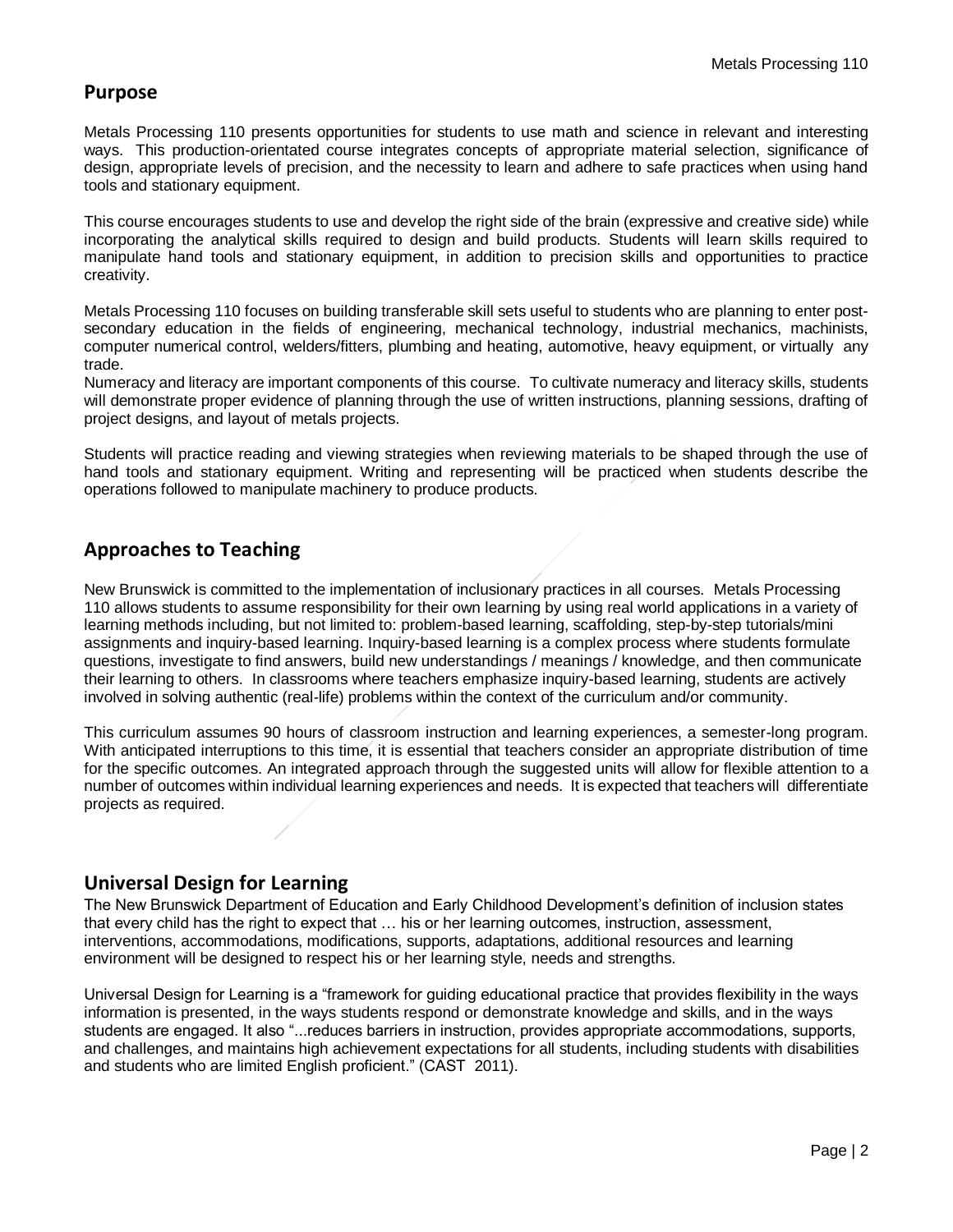## Purpose

Metals Processing 110 presents opportunities for students to use math and science in relevant and interesting ways. This production-orientated course integrates concepts of appropriate material selection, significance of design, appropriate levels of precision, and the necessity to learn and adhere to safe practices when using hand tools and stationary equipment.

This course encourages students to use and develop the right side of the brain (expressive and creative side) while incorporating the analytical skills required to design and build products. Students will learn skills required to manipulate hand tools and stationary equipment, in addition to precision skills and opportunities to practice creativity.

Metals Processing 110 focuses on building transferable skill sets useful to students who are planning to enter post-secondary education in the fields of engineering, mechanical technology, industrial mechanics, machinists, computer numerical control, welders/fitters, plumbing and heating, automotive, heavy equipment, or virtually any trade.

Numeracy and literacy are important components of this course. To cultivate numeracy and literacy skills, students will demonstrate proper evidence of planning through the use of written instructions, planning sessions, drafting of project designs, and layout of metals projects.

Students will practice reading and viewing strategies when reviewing materials to be shaped through the use of hand tools and stationary equipment. Writing and representing will be practiced when students describe the operations followed to manipulate machinery to produce products.

## Approaches to Teaching

New Brunswick is committed to the implementation of inclusionary practices in all courses. Metals Processing 110 allows students to assume responsibility for their own learning by using real world applications in a variety of learning methods including, but not limited to: problem-based learning, scaffolding, step-by-step tutorials/mini assignments and inquiry-based learning. Inquiry-based learning is a complex process where students formulate questions, investigate to find answers, build new understandings / meanings / knowledge, and then communicate their learning to others. In classrooms where teachers emphasize inquiry-based learning, students are actively involved in solving authentic (real-life) problems within the context of the curriculum and/or community.

This curriculum assumes 90 hours of classroom instruction and learning experiences, a semester-long program. With anticipated interruptions to this time, it is essential that teachers consider an appropriate distribution of time for the specific outcomes. An integrated approach through the suggested units will allow for flexible attention to a number of outcomes within individual learning experiences and needs. It is expected that teachers will differentiate projects as required.

## Universal Design for Learning

The New Brunswick Department of Education and Early Childhood Development's definition of inclusion states that every child has the right to expect that … his or her learning outcomes, instruction, assessment, interventions, accommodations, modifications, supports, adaptations, additional resources and learning environment will be designed to respect his or her learning style, needs and strengths.

Universal Design for Learning is a "framework for guiding educational practice that provides flexibility in the ways information is presented, in the ways students respond or demonstrate knowledge and skills, and in the ways students are engaged. It also "...reduces barriers in instruction, provides appropriate accommodations, supports, and challenges, and maintains high achievement expectations for all students, including students with disabilities and students who are limited English proficient." (CAST 2011).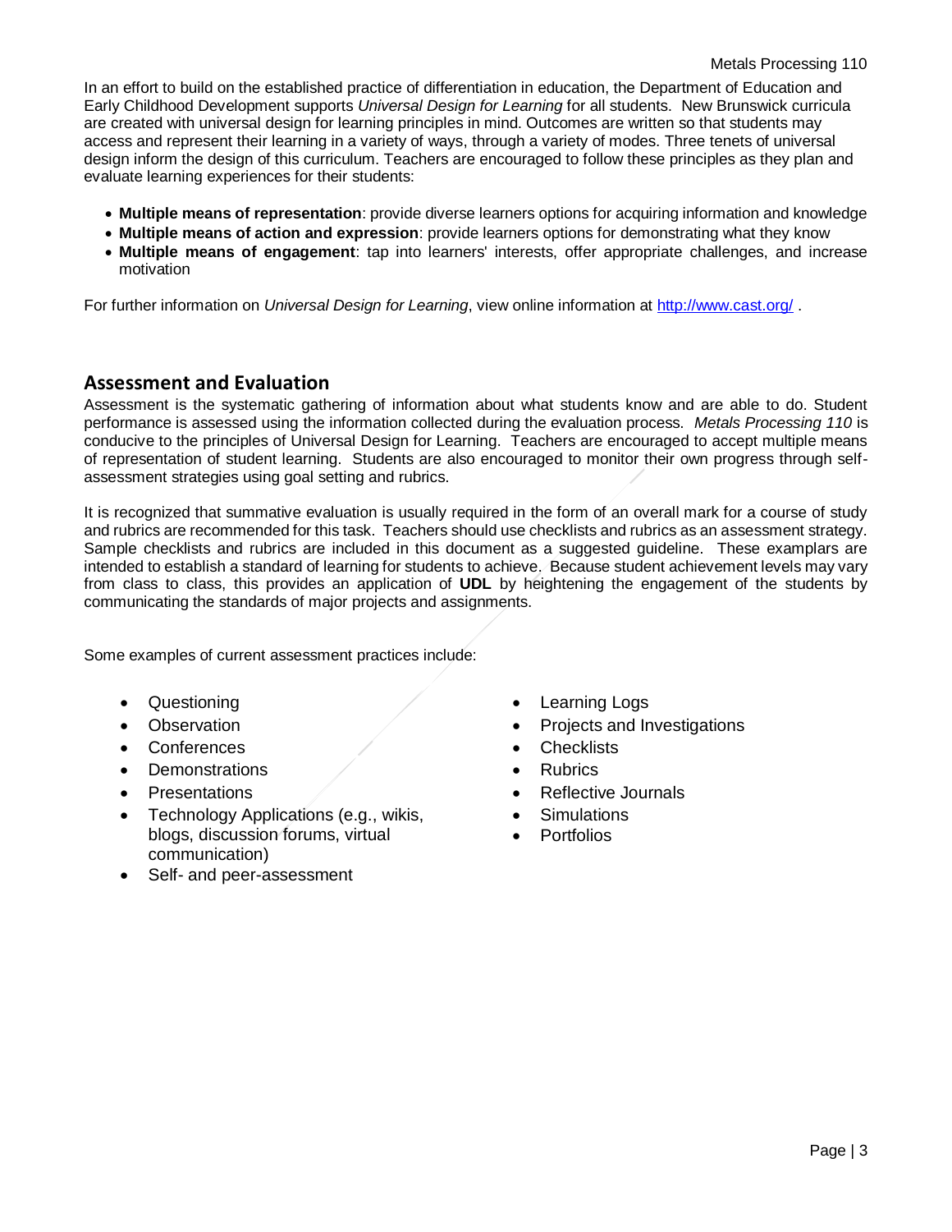In an effort to build on the established practice of differentiation in education, the Department of Education and Early Childhood Development supports *Universal Design for Learning* for all students. New Brunswick curricula are created with universal design for learning principles in mind. Outcomes are written so that students may access and represent their learning in a variety of ways, through a variety of modes. Three tenets of universal design inform the design of this curriculum. Teachers are encouraged to follow these principles as they plan and evaluate learning experiences for their students:

- **Multiple means of representation**: provide diverse learners options for acquiring information and knowledge
- **Multiple means of action and expression**: provide learners options for demonstrating what they know
- **Multiple means of engagement**: tap into learners' interests, offer appropriate challenges, and increase motivation

For further information on *Universal Design for Learning*, view online information at http://www.cast.org/ .

## Assessment and Evaluation

Assessment is the systematic gathering of information about what students know and are able to do. Student performance is assessed using the information collected during the evaluation process. *Metals Processing 110* is conducive to the principles of Universal Design for Learning. Teachers are encouraged to accept multiple means of representation of student learning. Students are also encouraged to monitor their own progress through self-assessment strategies using goal setting and rubrics.

It is recognized that summative evaluation is usually required in the form of an overall mark for a course of study and rubrics are recommended for this task. Teachers should use checklists and rubrics as an assessment strategy. Sample checklists and rubrics are included in this document as a suggested guideline. These examplars are intended to establish a standard of learning for students to achieve. Because student achievement levels may vary from class to class, this provides an application of **UDL** by heightening the engagement of the students by communicating the standards of major projects and assignments.

Some examples of current assessment practices include:

- Questioning
- Observation
- Conferences
- Demonstrations
- Presentations
- Technology Applications (e.g., wikis, blogs, discussion forums, virtual communication)
- Self- and peer-assessment
- Learning Logs
- Projects and Investigations
- Checklists
- Rubrics
- Reflective Journals
- Simulations
- Portfolios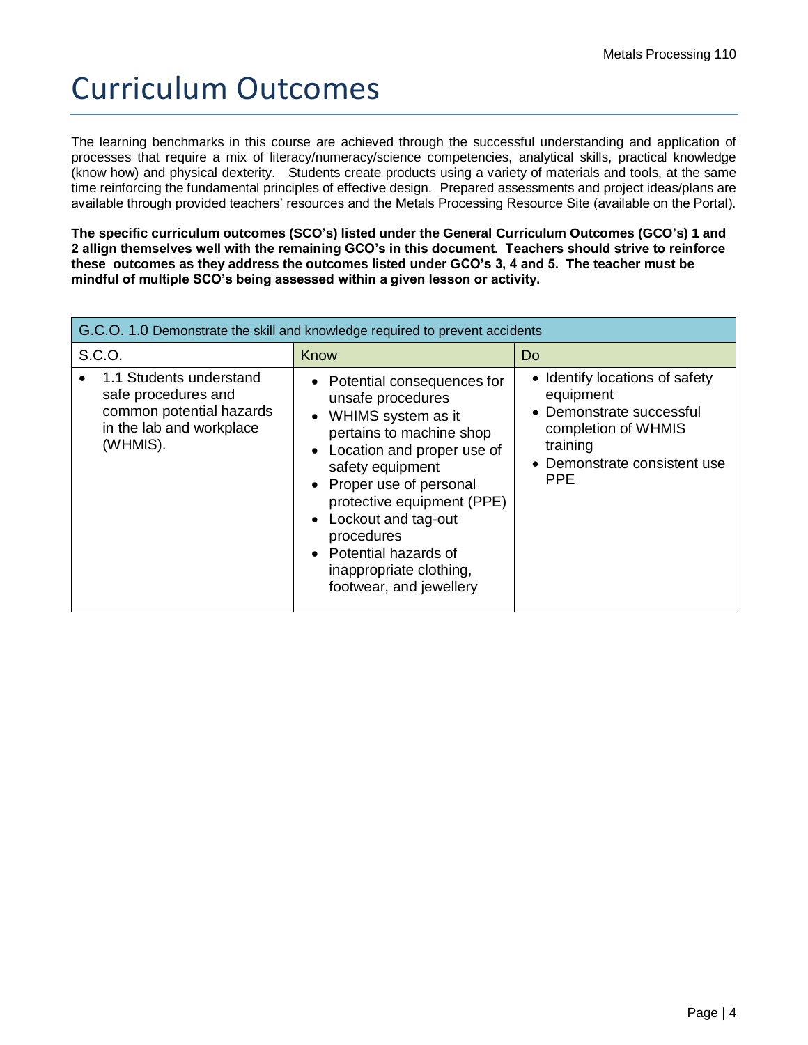# Curriculum Outcomes

The learning benchmarks in this course are achieved through the successful understanding and application of processes that require a mix of literacy/numeracy/science competencies, analytical skills, practical knowledge (know how) and physical dexterity. Students create products using a variety of materials and tools, at the same time reinforcing the fundamental principles of effective design. Prepared assessments and project ideas/plans are available through provided teachers' resources and the Metals Processing Resource Site (available on the Portal).

**The specific curriculum outcomes (SCO's) listed under the General Curriculum Outcomes (GCO's) 1 and 2 allign themselves well with the remaining GCO's in this document. Teachers should strive to reinforce these outcomes as they address the outcomes listed under GCO's 3, 4 and 5. The teacher must be mindful of multiple SCO's being assessed within a given lesson or activity.**

| G.C.O. 1.0 Demonstrate the skill and knowledge required to prevent accidents | | |
|---|---|---|
| S.C.O. | Know | Do |
| • 1.1 Students understand safe procedures and common potential hazards in the lab and workplace (WHMIS). | • Potential consequences for unsafe procedures<br>• WHIMS system as it pertains to machine shop<br>• Location and proper use of safety equipment<br>• Proper use of personal protective equipment (PPE)<br>• Lockout and tag-out procedures<br>• Potential hazards of inappropriate clothing, footwear, and jewellery | • Identify locations of safety equipment<br>• Demonstrate successful completion of WHMIS training<br>• Demonstrate consistent use PPE |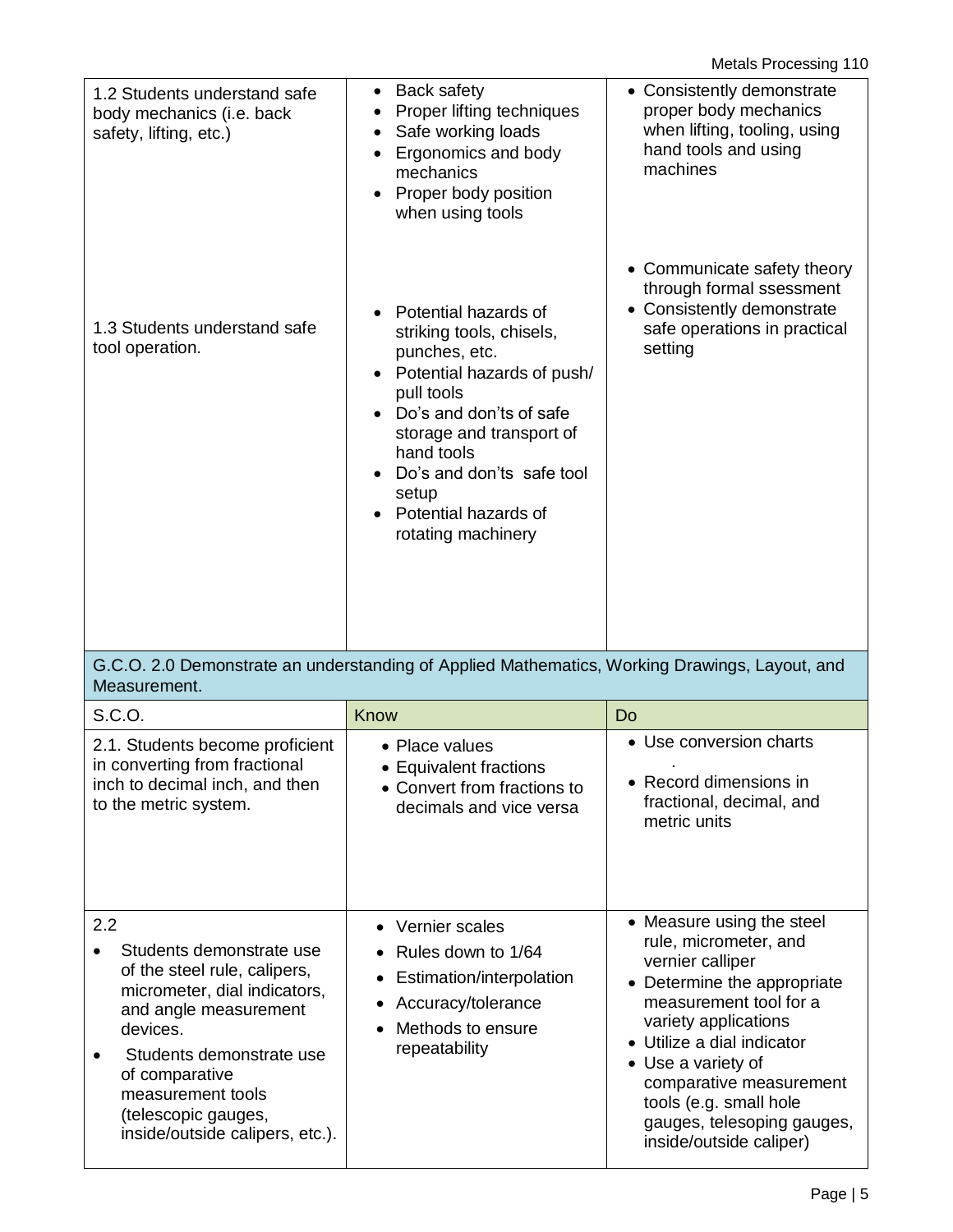| | | |
|---|---|---|
| 1.2 Students understand safe body mechanics (i.e. back safety, lifting, etc.) | • Back safety<br>• Proper lifting techniques<br>• Safe working loads<br>• Ergonomics and body mechanics<br>• Proper body position when using tools | • Consistently demonstrate proper body mechanics when lifting, tooling, using hand tools and using machines |
| 1.3 Students understand safe tool operation. | • Potential hazards of striking tools, chisels, punches, etc.<br>• Potential hazards of push/ pull tools<br>• Do's and don'ts of safe storage and transport of hand tools<br>• Do's and don'ts safe tool setup<br>• Potential hazards of rotating machinery | • Communicate safety theory through formal ssessment<br>• Consistently demonstrate safe operations in practical setting |

G.C.O. 2.0 Demonstrate an understanding of Applied Mathematics, Working Drawings, Layout, and Measurement.

| S.C.O. | Know | Do |
|---|---|---|
| 2.1. Students become proficient in converting from fractional inch to decimal inch, and then to the metric system. | • Place values<br>• Equivalent fractions<br>• Convert from fractions to decimals and vice versa | • Use conversion charts<br>.<br>• Record dimensions in fractional, decimal, and metric units |
| 2.2<br>• Students demonstrate use of the steel rule, calipers, micrometer, dial indicators, and angle measurement devices.<br>• Students demonstrate use of comparative measurement tools (telescopic gauges, inside/outside calipers, etc.). | • Vernier scales<br>• Rules down to 1/64<br>• Estimation/interpolation<br>• Accuracy/tolerance<br>• Methods to ensure repeatability | • Measure using the steel rule, micrometer, and vernier calliper<br>• Determine the appropriate measurement tool for a variety applications<br>• Utilize a dial indicator<br>• Use a variety of comparative measurement tools (e.g. small hole gauges, telesoping gauges, inside/outside caliper) |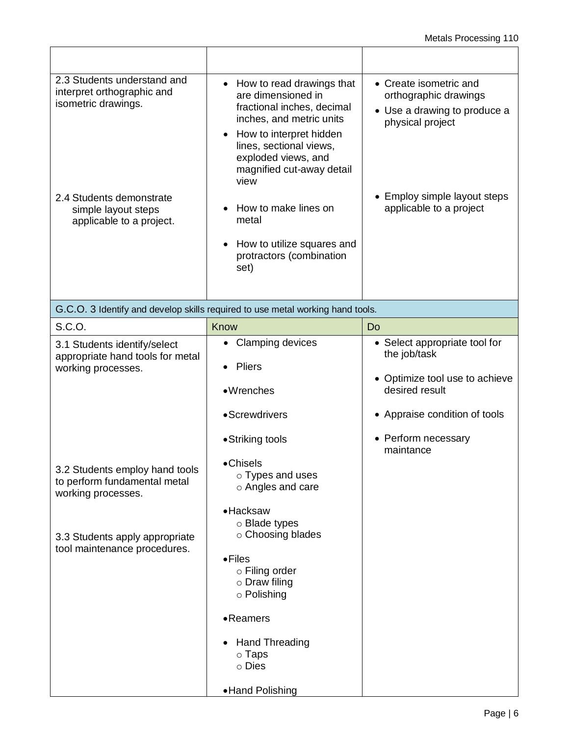| | | |
|---|---|---|
| 2.3 Students understand and interpret orthographic and isometric drawings.<br><br>2.4 Students demonstrate simple layout steps applicable to a project. | • How to read drawings that are dimensioned in fractional inches, decimal inches, and metric units<br>• How to interpret hidden lines, sectional views, exploded views, and magnified cut-away detail view<br><br>• How to make lines on metal<br>• How to utilize squares and protractors (combination set) | • Create isometric and orthographic drawings<br>• Use a drawing to produce a physical project<br><br>• Employ simple layout steps applicable to a project |
| **G.C.O. 3** Identify and develop skills required to use metal working hand tools. | | |
| S.C.O. | Know | Do |
| 3.1 Students identify/select appropriate hand tools for metal working processes.<br><br>3.2 Students employ hand tools to perform fundamental metal working processes.<br><br>3.3 Students apply appropriate tool maintenance procedures. | • Clamping devices<br>• Pliers<br>• Wrenches<br>• Screwdrivers<br>• Striking tools<br>• Chisels<br>&nbsp;&nbsp;○ Types and uses<br>&nbsp;&nbsp;○ Angles and care<br>• Hacksaw<br>&nbsp;&nbsp;○ Blade types<br>&nbsp;&nbsp;○ Choosing blades<br>• Files<br>&nbsp;&nbsp;○ Filing order<br>&nbsp;&nbsp;○ Draw filing<br>&nbsp;&nbsp;○ Polishing<br>• Reamers<br>• Hand Threading<br>&nbsp;&nbsp;○ Taps<br>&nbsp;&nbsp;○ Dies<br>• Hand Polishing | • Select appropriate tool for the job/task<br>• Optimize tool use to achieve desired result<br>• Appraise condition of tools<br>• Perform necessary maintance |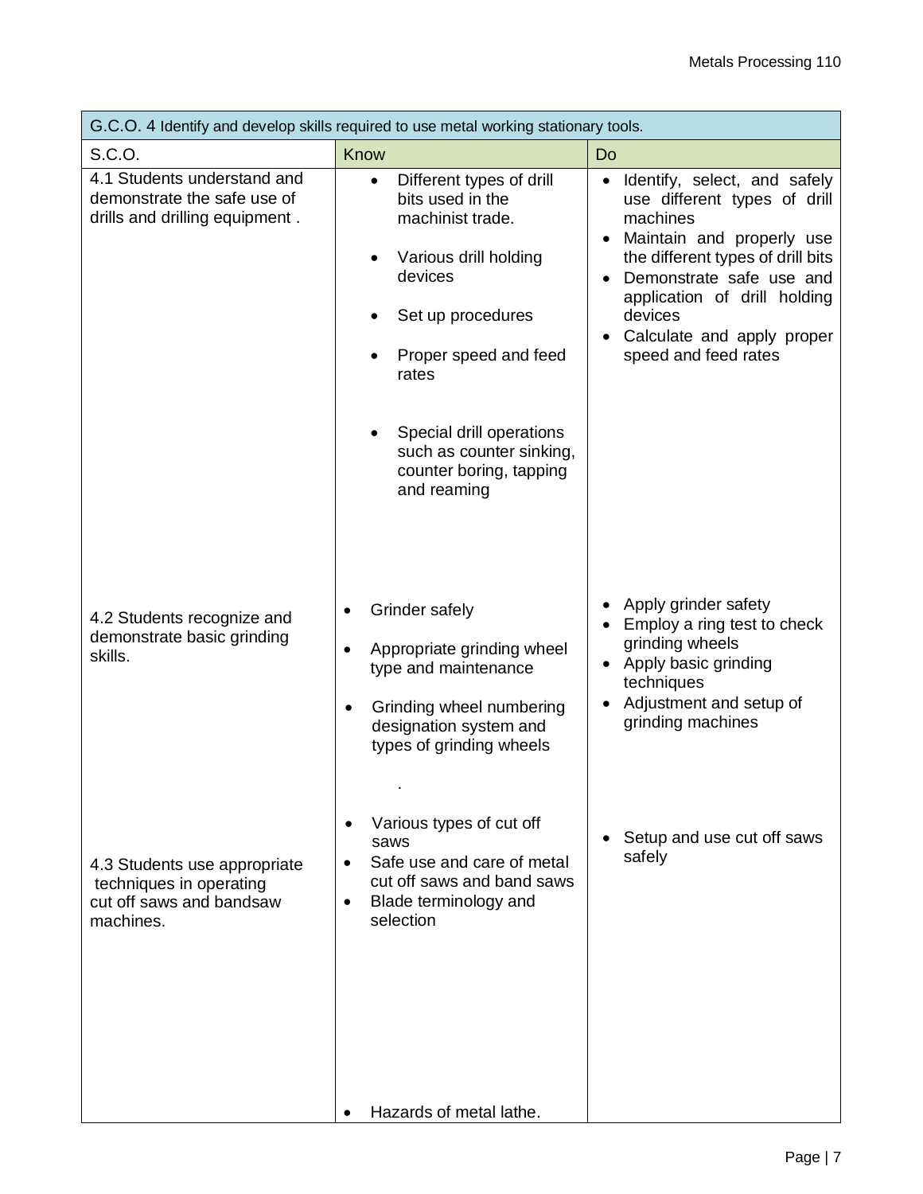| G.C.O. 4 Identify and develop skills required to use metal working stationary tools. | | |
|---|---|---|
| S.C.O. | Know | Do |
| 4.1 Students understand and demonstrate the safe use of drills and drilling equipment . | • Different types of drill bits used in the machinist trade.<br>• Various drill holding devices<br>• Set up procedures<br>• Proper speed and feed rates<br>• Special drill operations such as counter sinking, counter boring, tapping and reaming | • Identify, select, and safely use different types of drill machines<br>• Maintain and properly use the different types of drill bits<br>• Demonstrate safe use and application of drill holding devices<br>• Calculate and apply proper speed and feed rates |
| 4.2 Students recognize and demonstrate basic grinding skills. | • Grinder safely<br>• Appropriate grinding wheel type and maintenance<br>• Grinding wheel numbering designation system and types of grinding wheels<br>. | • Apply grinder safety<br>• Employ a ring test to check grinding wheels<br>• Apply basic grinding techniques<br>• Adjustment and setup of grinding machines |
| 4.3 Students use appropriate techniques in operating cut off saws and bandsaw machines. | • Various types of cut off saws<br>• Safe use and care of metal cut off saws and band saws<br>• Blade terminology and selection<br>• Hazards of metal lathe. | • Setup and use cut off saws safely |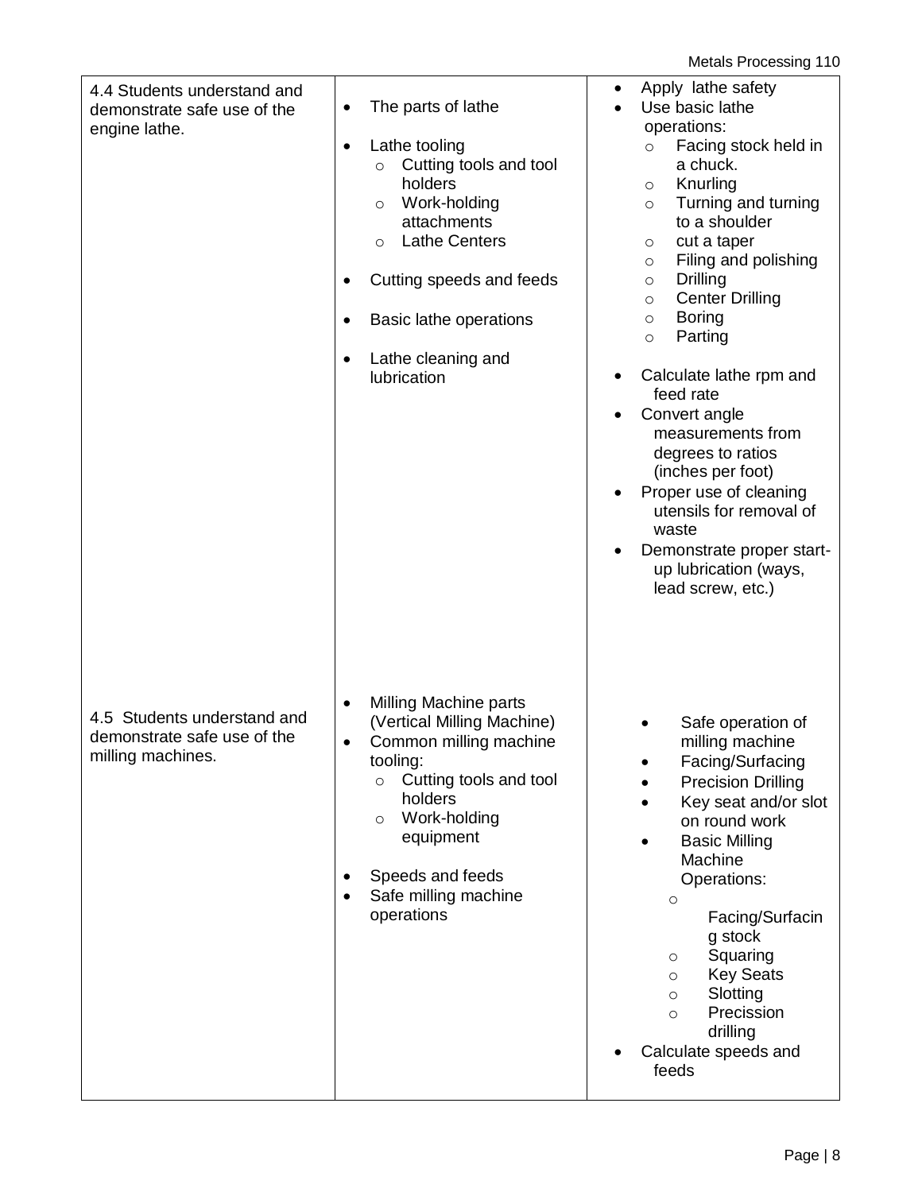| | | |
|---|---|---|
| 4.4 Students understand and demonstrate safe use of the engine lathe. | • The parts of lathe<br><br>• Lathe tooling<br>  ○ Cutting tools and tool holders<br>  ○ Work-holding attachments<br>  ○ Lathe Centers<br><br>• Cutting speeds and feeds<br><br>• Basic lathe operations<br><br>• Lathe cleaning and lubrication | • Apply lathe safety<br>• Use basic lathe operations:<br>  ○ Facing stock held in a chuck.<br>  ○ Knurling<br>  ○ Turning and turning to a shoulder<br>  ○ cut a taper<br>  ○ Filing and polishing<br>  ○ Drilling<br>  ○ Center Drilling<br>  ○ Boring<br>  ○ Parting<br><br>• Calculate lathe rpm and feed rate<br>• Convert angle measurements from degrees to ratios (inches per foot)<br>• Proper use of cleaning utensils for removal of waste<br>• Demonstrate proper start-up lubrication (ways, lead screw, etc.) |
| 4.5 Students understand and demonstrate safe use of the milling machines. | • Milling Machine parts (Vertical Milling Machine)<br>• Common milling machine tooling:<br>  ○ Cutting tools and tool holders<br>  ○ Work-holding equipment<br><br>• Speeds and feeds<br>• Safe milling machine operations | • Safe operation of milling machine<br>• Facing/Surfacing<br>• Precision Drilling<br>• Key seat and/or slot on round work<br>• Basic Milling Machine Operations:<br>  ○ Facing/Surfacing stock<br>  ○ Squaring<br>  ○ Key Seats<br>  ○ Slotting<br>  ○ Precission drilling<br>• Calculate speeds and feeds |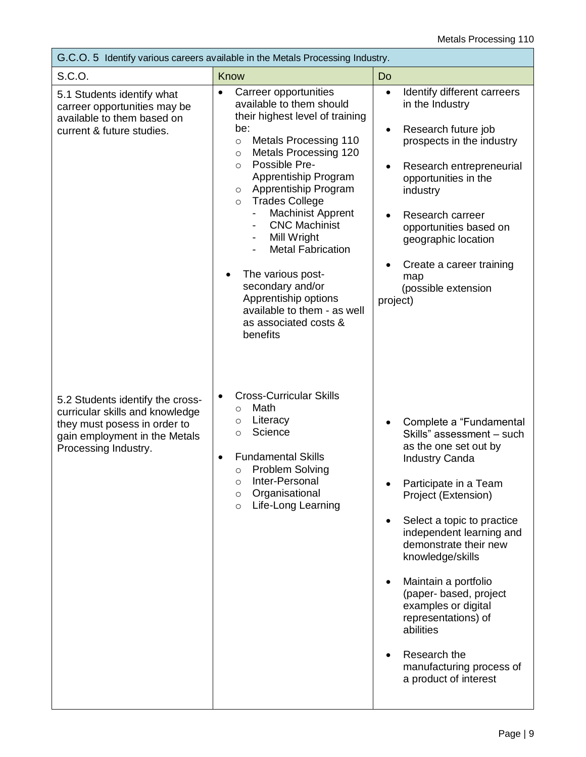| G.C.O. 5 Identify various careers available in the Metals Processing Industry. | | |
|---|---|---|
| S.C.O. | Know | Do |
| 5.1 Students identify what carreer opportunities may be available to them based on current & future studies. | • Career opportunities available to them should their highest level of training be:<br>○ Metals Processing 110<br>○ Metals Processing 120<br>○ Possible Pre-Apprentiship Program<br>○ Apprentiship Program<br>○ Trades College<br>- Machinist Apprent<br>- CNC Machinist<br>- Mill Wright<br>- Metal Fabrication<br><br>• The various post-secondary and/or Apprentiship options available to them - as well as associated costs & benefits | • Identify different carreers in the Industry<br><br>• Research future job prospects in the industry<br><br>• Research entrepreneurial opportunities in the industry<br><br>• Research carreer opportunities based on geographic location<br><br>• Create a career training map (possible extension project) |
| 5.2 Students identify the cross-curricular skills and knowledge they must posess in order to gain employment in the Metals Processing Industry. | • Cross-Curricular Skills<br>○ Math<br>○ Literacy<br>○ Science<br><br>• Fundamental Skills<br>○ Problem Solving<br>○ Inter-Personal<br>○ Organisational<br>○ Life-Long Learning | • Complete a "Fundamental Skills" assessment – such as the one set out by Industry Canda<br><br>• Participate in a Team Project (Extension)<br><br>• Select a topic to practice independent learning and demonstrate their new knowledge/skills<br><br>• Maintain a portfolio (paper- based, project examples or digital representations) of abilities<br><br>• Research the manufacturing process of a product of interest |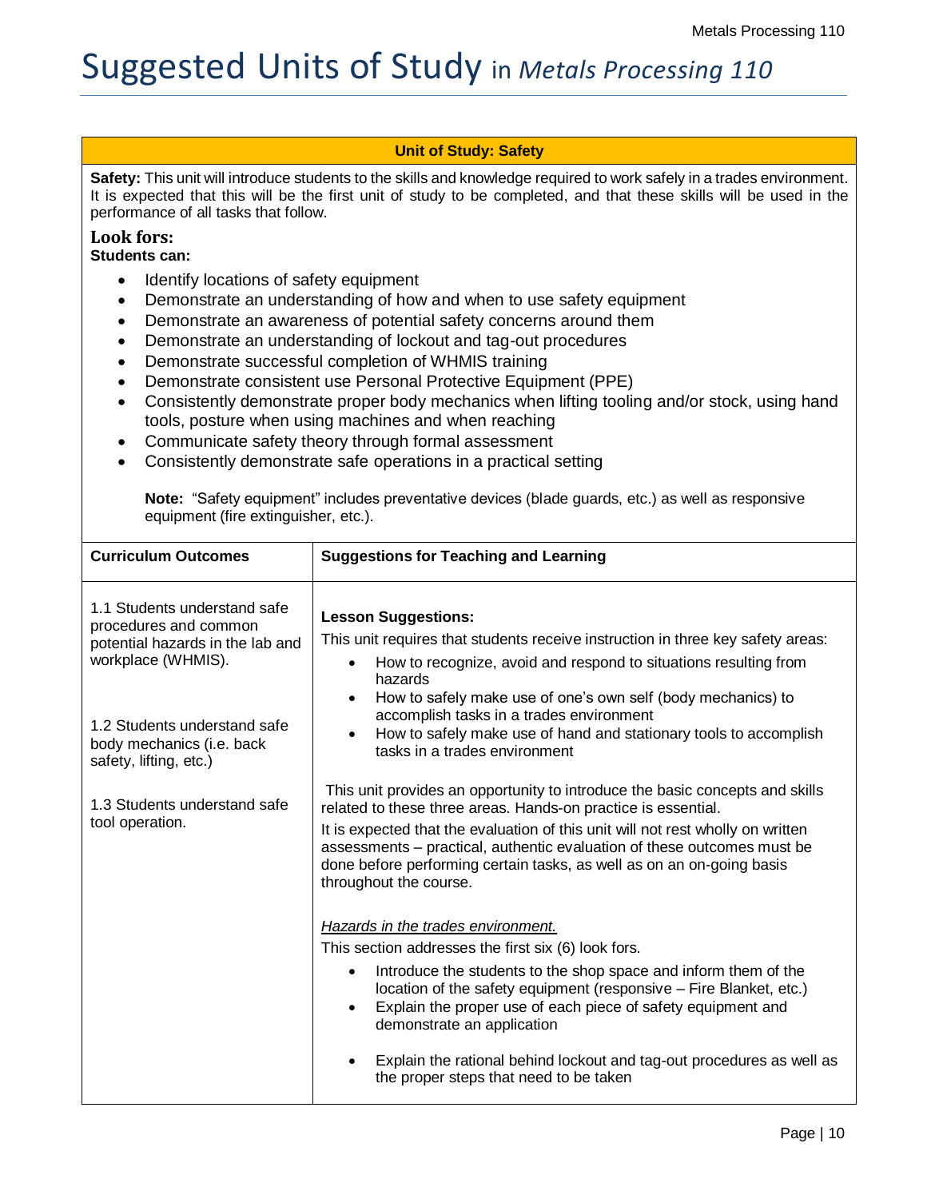# Suggested Units of Study in *Metals Processing 110*

## Unit of Study: Safety

**Safety:** This unit will introduce students to the skills and knowledge required to work safely in a trades environment. It is expected that this will be the first unit of study to be completed, and that these skills will be used in the performance of all tasks that follow.

### Look fors:

**Students can:**

- Identify locations of safety equipment
- Demonstrate an understanding of how and when to use safety equipment
- Demonstrate an awareness of potential safety concerns around them
- Demonstrate an understanding of lockout and tag-out procedures
- Demonstrate successful completion of WHMIS training
- Demonstrate consistent use Personal Protective Equipment (PPE)
- Consistently demonstrate proper body mechanics when lifting tooling and/or stock, using hand tools, posture when using machines and when reaching
- Communicate safety theory through formal assessment
- Consistently demonstrate safe operations in a practical setting

**Note:** "Safety equipment" includes preventative devices (blade guards, etc.) as well as responsive equipment (fire extinguisher, etc.).

| Curriculum Outcomes | Suggestions for Teaching and Learning |
| --- | --- |
| 1.1 Students understand safe procedures and common potential hazards in the lab and workplace (WHMIS).<br><br>1.2 Students understand safe body mechanics (i.e. back safety, lifting, etc.)<br><br>1.3 Students understand safe tool operation. | **Lesson Suggestions:**<br>This unit requires that students receive instruction in three key safety areas:<br>• How to recognize, avoid and respond to situations resulting from hazards<br>• How to safely make use of one's own self (body mechanics) to accomplish tasks in a trades environment<br>• How to safely make use of hand and stationary tools to accomplish tasks in a trades environment<br><br>This unit provides an opportunity to introduce the basic concepts and skills related to these three areas. Hands-on practice is essential.<br>It is expected that the evaluation of this unit will not rest wholly on written assessments – practical, authentic evaluation of these outcomes must be done before performing certain tasks, as well as on an on-going basis throughout the course.<br><br>*Hazards in the trades environment.*<br>This section addresses the first six (6) look fors.<br>• Introduce the students to the shop space and inform them of the location of the safety equipment (responsive – Fire Blanket, etc.)<br>• Explain the proper use of each piece of safety equipment and demonstrate an application<br>• Explain the rational behind lockout and tag-out procedures as well as the proper steps that need to be taken |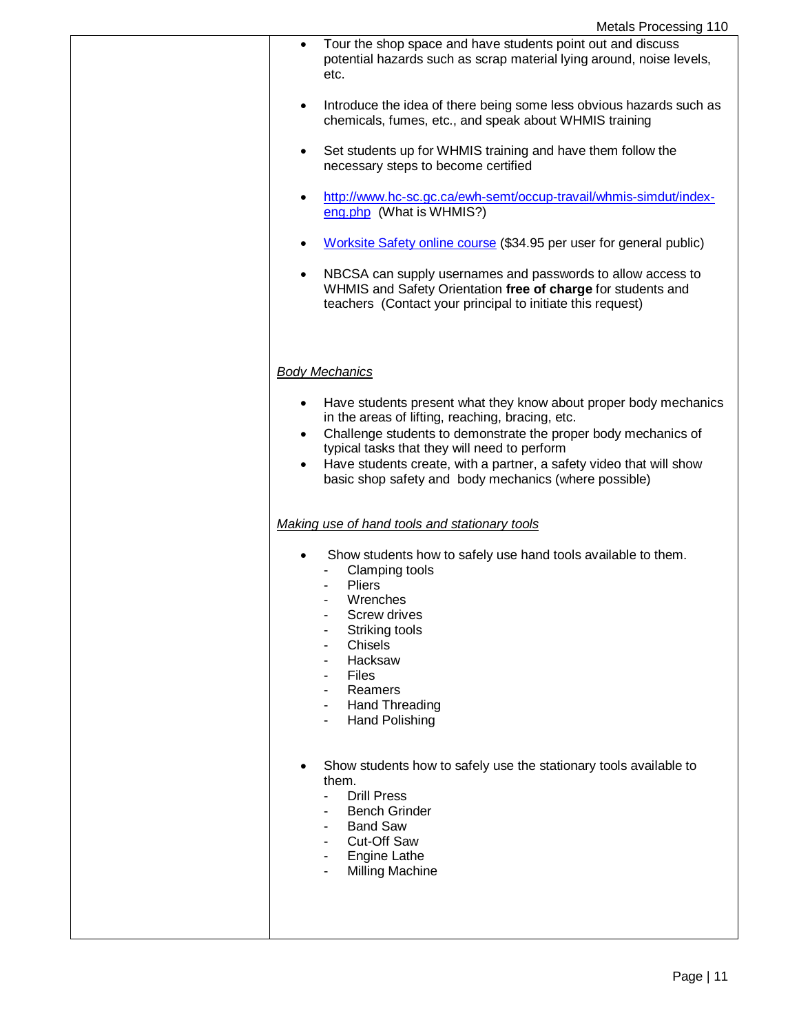- Tour the shop space and have students point out and discuss potential hazards such as scrap material lying around, noise levels, etc.

- Introduce the idea of there being some less obvious hazards such as chemicals, fumes, etc., and speak about WHMIS training

- Set students up for WHMIS training and have them follow the necessary steps to become certified

- http://www.hc-sc.gc.ca/ewh-semt/occup-travail/whmis-simdut/index-eng.php (What is WHMIS?)

- Worksite Safety online course ($34.95 per user for general public)

- NBCSA can supply usernames and passwords to allow access to WHMIS and Safety Orientation **free of charge** for students and teachers (Contact your principal to initiate this request)

*Body Mechanics*

- Have students present what they know about proper body mechanics in the areas of lifting, reaching, bracing, etc.
- Challenge students to demonstrate the proper body mechanics of typical tasks that they will need to perform
- Have students create, with a partner, a safety video that will show basic shop safety and body mechanics (where possible)

*Making use of hand tools and stationary tools*

- Show students how to safely use hand tools available to them.
  - Clamping tools
  - Pliers
  - Wrenches
  - Screw drives
  - Striking tools
  - Chisels
  - Hacksaw
  - Files
  - Reamers
  - Hand Threading
  - Hand Polishing

- Show students how to safely use the stationary tools available to them.
  - Drill Press
  - Bench Grinder
  - Band Saw
  - Cut-Off Saw
  - Engine Lathe
  - Milling Machine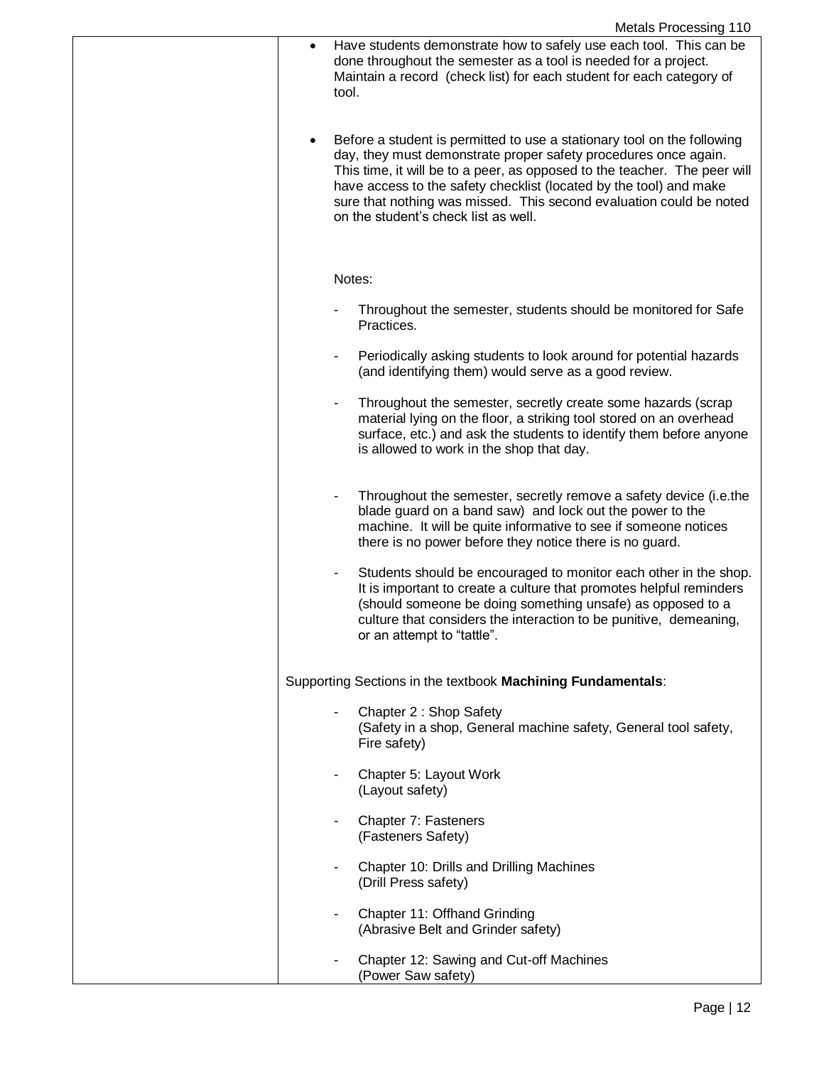- Have students demonstrate how to safely use each tool. This can be done throughout the semester as a tool is needed for a project. Maintain a record (check list) for each student for each category of tool.

- Before a student is permitted to use a stationary tool on the following day, they must demonstrate proper safety procedures once again. This time, it will be to a peer, as opposed to the teacher. The peer will have access to the safety checklist (located by the tool) and make sure that nothing was missed. This second evaluation could be noted on the student's check list as well.

Notes:

- Throughout the semester, students should be monitored for Safe Practices.

- Periodically asking students to look around for potential hazards (and identifying them) would serve as a good review.

- Throughout the semester, secretly create some hazards (scrap material lying on the floor, a striking tool stored on an overhead surface, etc.) and ask the students to identify them before anyone is allowed to work in the shop that day.

- Throughout the semester, secretly remove a safety device (i.e.the blade guard on a band saw) and lock out the power to the machine. It will be quite informative to see if someone notices there is no power before they notice there is no guard.

- Students should be encouraged to monitor each other in the shop. It is important to create a culture that promotes helpful reminders (should someone be doing something unsafe) as opposed to a culture that considers the interaction to be punitive, demeaning, or an attempt to "tattle".

Supporting Sections in the textbook **Machining Fundamentals**:

- Chapter 2 : Shop Safety
  (Safety in a shop, General machine safety, General tool safety, Fire safety)

- Chapter 5: Layout Work
  (Layout safety)

- Chapter 7: Fasteners
  (Fasteners Safety)

- Chapter 10: Drills and Drilling Machines
  (Drill Press safety)

- Chapter 11: Offhand Grinding
  (Abrasive Belt and Grinder safety)

- Chapter 12: Sawing and Cut-off Machines
  (Power Saw safety)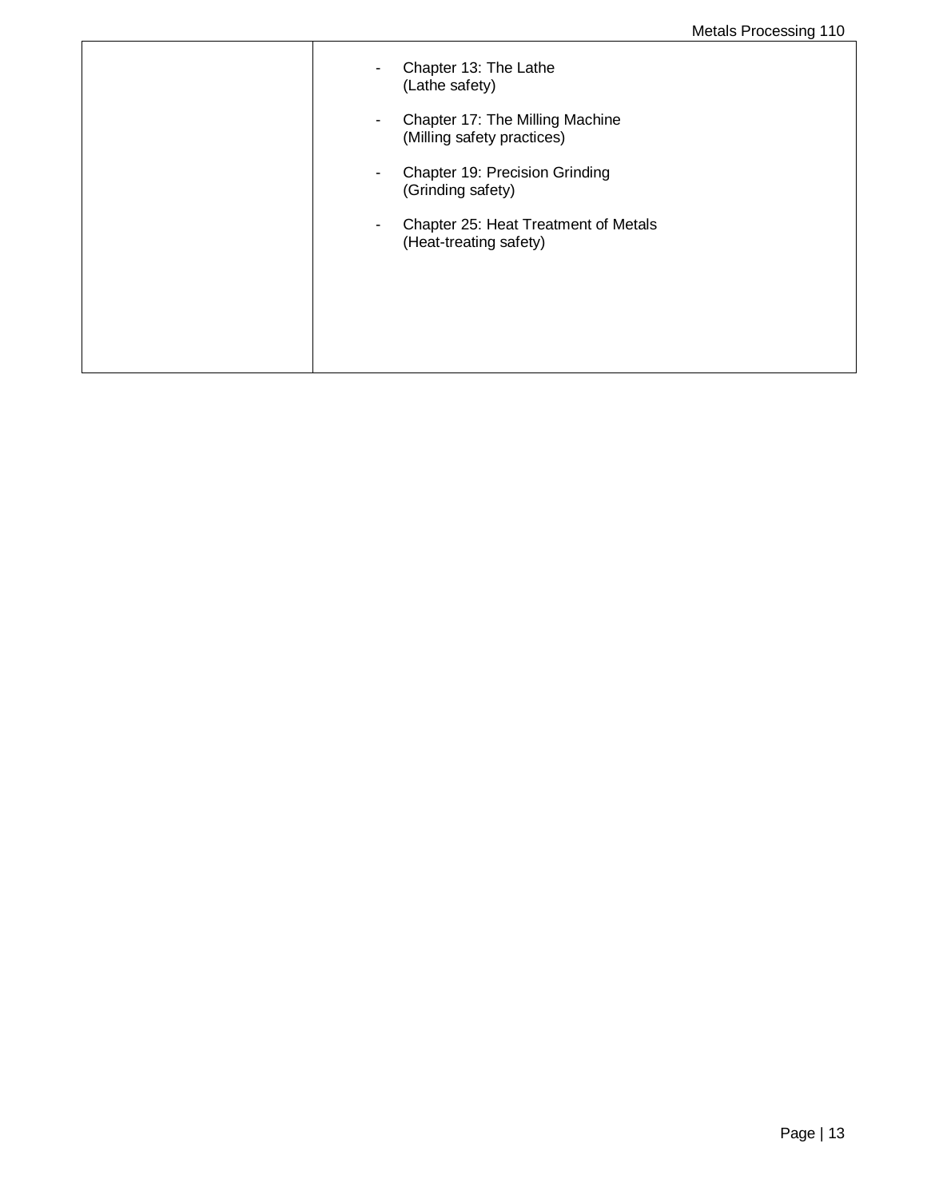|  |  |
| --- | --- |
|  | - Chapter 13: The Lathe (Lathe safety)<br>- Chapter 17: The Milling Machine (Milling safety practices)<br>- Chapter 19: Precision Grinding (Grinding safety)<br>- Chapter 25: Heat Treatment of Metals (Heat-treating safety) |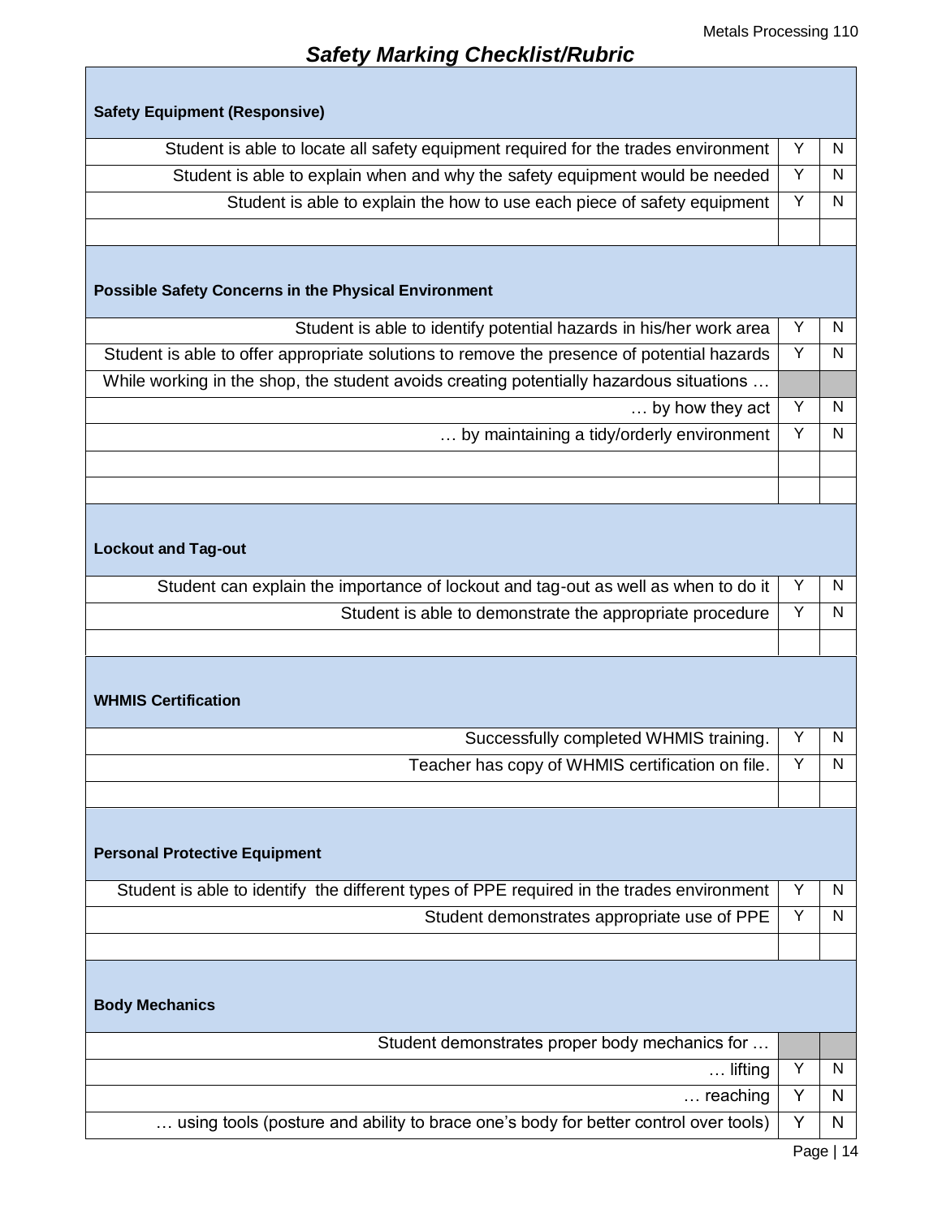## *Safety Marking Checklist/Rubric*

| **Safety Equipment (Responsive)** | | |
|---|---|---|
| Student is able to locate all safety equipment required for the trades environment | Y | N |
| Student is able to explain when and why the safety equipment would be needed | Y | N |
| Student is able to explain the how to use each piece of safety equipment | Y | N |
| | | |
| **Possible Safety Concerns in the Physical Environment** | | |
| Student is able to identify potential hazards in his/her work area | Y | N |
| Student is able to offer appropriate solutions to remove the presence of potential hazards | Y | N |
| While working in the shop, the student avoids creating potentially hazardous situations … | | |
| … by how they act | Y | N |
| … by maintaining a tidy/orderly environment | Y | N |
| | | |
| | | |
| **Lockout and Tag-out** | | |
| Student can explain the importance of lockout and tag-out as well as when to do it | Y | N |
| Student is able to demonstrate the appropriate procedure | Y | N |
| | | |
| **WHMIS Certification** | | |
| Successfully completed WHMIS training. | Y | N |
| Teacher has copy of WHMIS certification on file. | Y | N |
| | | |
| **Personal Protective Equipment** | | |
| Student is able to identify the different types of PPE required in the trades environment | Y | N |
| Student demonstrates appropriate use of PPE | Y | N |
| | | |
| **Body Mechanics** | | |
| Student demonstrates proper body mechanics for … | | |
| … lifting | Y | N |
| … reaching | Y | N |
| … using tools (posture and ability to brace one's body for better control over tools) | Y | N |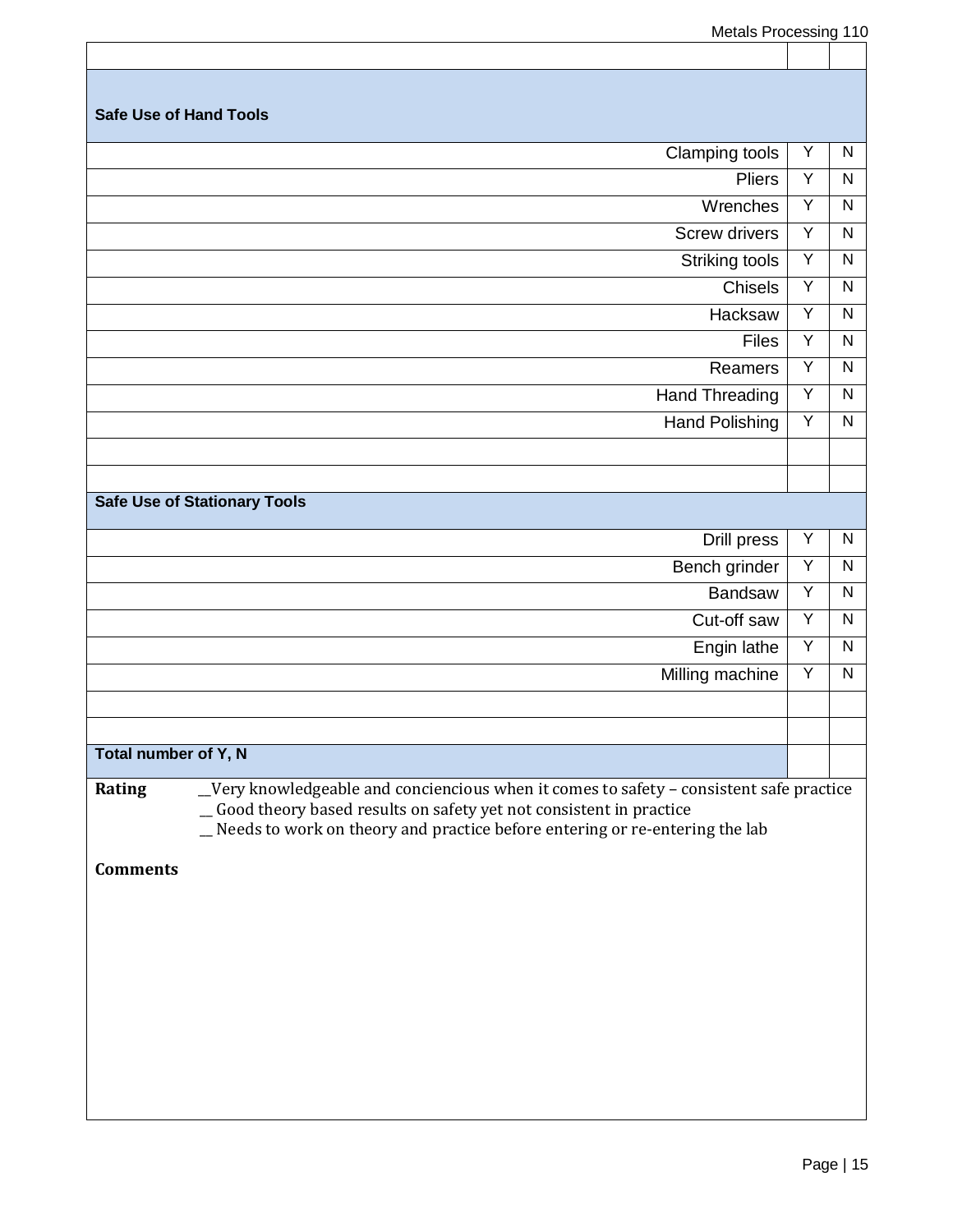| | | |
|---|---|---|
| **Safe Use of Hand Tools** | | |
| Clamping tools | Y | N |
| Pliers | Y | N |
| Wrenches | Y | N |
| Screw drivers | Y | N |
| Striking tools | Y | N |
| Chisels | Y | N |
| Hacksaw | Y | N |
| Files | Y | N |
| Reamers | Y | N |
| Hand Threading | Y | N |
| Hand Polishing | Y | N |
| | | |
| | | |
| **Safe Use of Stationary Tools** | | |
| Drill press | Y | N |
| Bench grinder | Y | N |
| Bandsaw | Y | N |
| Cut-off saw | Y | N |
| Engin lathe | Y | N |
| Milling machine | Y | N |
| | | |
| | | |
| **Total number of Y, N** | | |

**Rating** __Very knowledgeable and conciencious when it comes to safety – consistent safe practice
__ Good theory based results on safety yet not consistent in practice
__ Needs to work on theory and practice before entering or re-entering the lab

**Comments**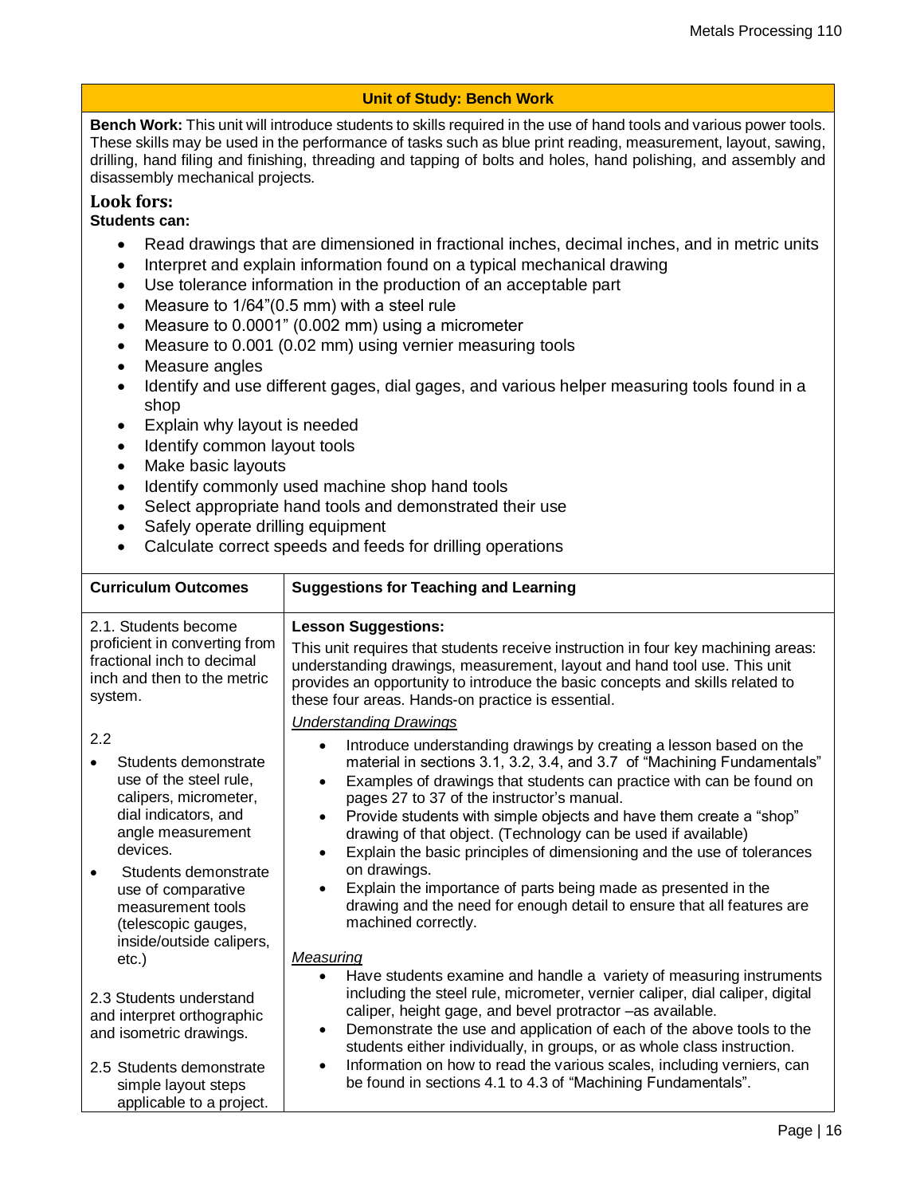## Unit of Study: Bench Work

**Bench Work:** This unit will introduce students to skills required in the use of hand tools and various power tools. These skills may be used in the performance of tasks such as blue print reading, measurement, layout, sawing, drilling, hand filing and finishing, threading and tapping of bolts and holes, hand polishing, and assembly and disassembly mechanical projects.

### Look fors:

**Students can:**

- Read drawings that are dimensioned in fractional inches, decimal inches, and in metric units
- Interpret and explain information found on a typical mechanical drawing
- Use tolerance information in the production of an acceptable part
- Measure to 1/64"(0.5 mm) with a steel rule
- Measure to 0.0001" (0.002 mm) using a micrometer
- Measure to 0.001 (0.02 mm) using vernier measuring tools
- Measure angles
- Identify and use different gages, dial gages, and various helper measuring tools found in a shop
- Explain why layout is needed
- Identify common layout tools
- Make basic layouts
- Identify commonly used machine shop hand tools
- Select appropriate hand tools and demonstrated their use
- Safely operate drilling equipment
- Calculate correct speeds and feeds for drilling operations

| Curriculum Outcomes | Suggestions for Teaching and Learning |
|---|---|
| 2.1. Students become proficient in converting from fractional inch to decimal inch and then to the metric system.<br><br>2.2<br>• Students demonstrate use of the steel rule, calipers, micrometer, dial indicators, and angle measurement devices.<br>• Students demonstrate use of comparative measurement tools (telescopic gauges, inside/outside calipers, etc.)<br><br>2.3 Students understand and interpret orthographic and isometric drawings.<br><br>2.5 Students demonstrate simple layout steps applicable to a project. | **Lesson Suggestions:**<br>This unit requires that students receive instruction in four key machining areas: understanding drawings, measurement, layout and hand tool use. This unit provides an opportunity to introduce the basic concepts and skills related to these four areas. Hands-on practice is essential.<br><br>*Understanding Drawings*<br>• Introduce understanding drawings by creating a lesson based on the material in sections 3.1, 3.2, 3.4, and 3.7 of "Machining Fundamentals"<br>• Examples of drawings that students can practice with can be found on pages 27 to 37 of the instructor's manual.<br>• Provide students with simple objects and have them create a "shop" drawing of that object. (Technology can be used if available)<br>• Explain the basic principles of dimensioning and the use of tolerances on drawings.<br>• Explain the importance of parts being made as presented in the drawing and the need for enough detail to ensure that all features are machined correctly.<br><br>*Measuring*<br>• Have students examine and handle a variety of measuring instruments including the steel rule, micrometer, vernier caliper, dial caliper, digital caliper, height gage, and bevel protractor –as available.<br>• Demonstrate the use and application of each of the above tools to the students either individually, in groups, or as whole class instruction.<br>• Information on how to read the various scales, including verniers, can be found in sections 4.1 to 4.3 of "Machining Fundamentals". |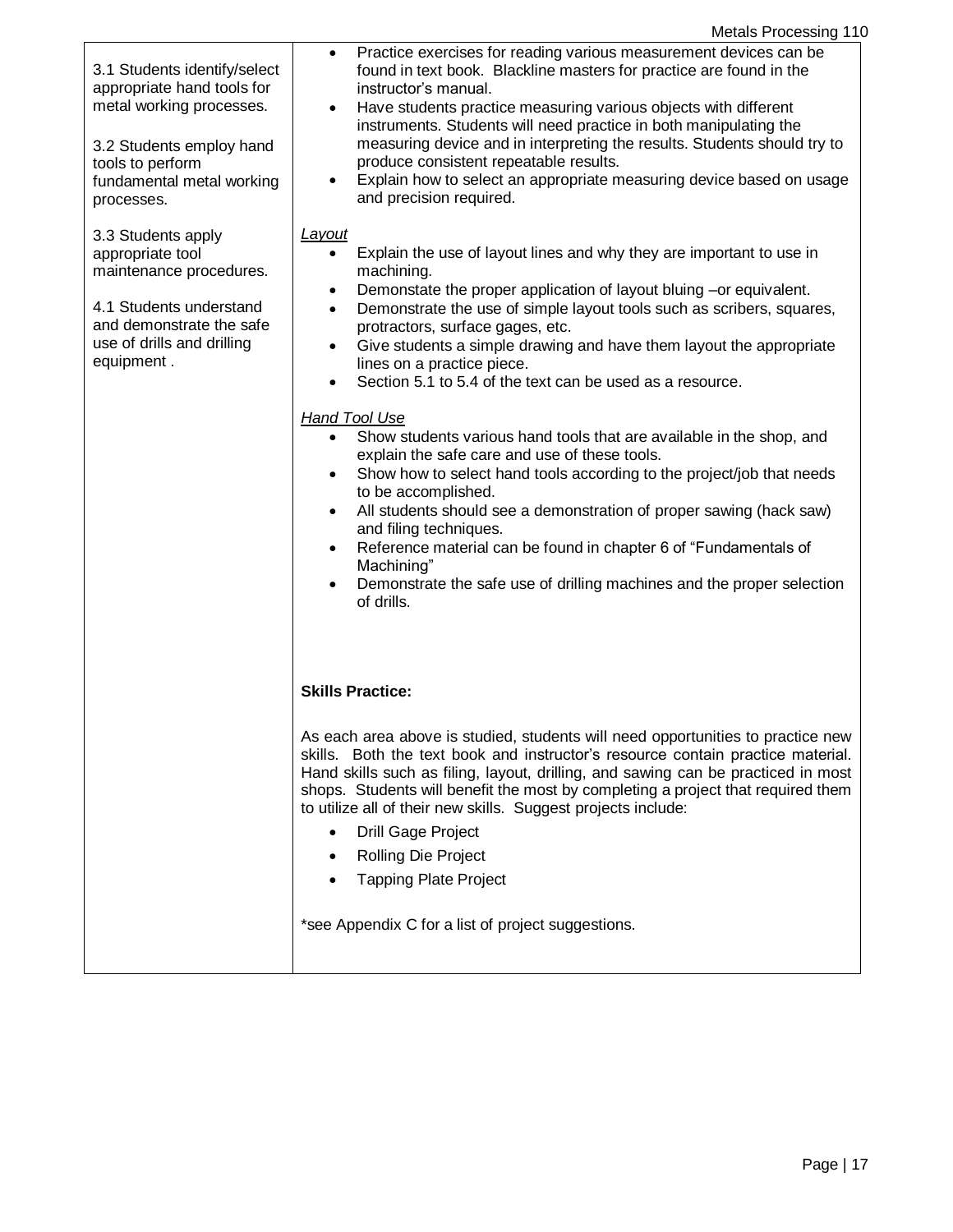| | |
|---|---|
| 3.1 Students identify/select appropriate hand tools for metal working processes.<br><br>3.2 Students employ hand tools to perform fundamental metal working processes.<br><br>3.3 Students apply appropriate tool maintenance procedures.<br><br>4.1 Students understand and demonstrate the safe use of drills and drilling equipment . | • Practice exercises for reading various measurement devices can be found in text book. Blackline masters for practice are found in the instructor's manual.<br>• Have students practice measuring various objects with different instruments. Students will need practice in both manipulating the measuring device and in interpreting the results. Students should try to produce consistent repeatable results.<br>• Explain how to select an appropriate measuring device based on usage and precision required.<br><br>*Layout*<br>• Explain the use of layout lines and why they are important to use in machining.<br>• Demonstate the proper application of layout bluing –or equivalent.<br>• Demonstrate the use of simple layout tools such as scribers, squares, protractors, surface gages, etc.<br>• Give students a simple drawing and have them layout the appropriate lines on a practice piece.<br>• Section 5.1 to 5.4 of the text can be used as a resource.<br><br>*Hand Tool Use*<br>• Show students various hand tools that are available in the shop, and explain the safe care and use of these tools.<br>• Show how to select hand tools according to the project/job that needs to be accomplished.<br>• All students should see a demonstration of proper sawing (hack saw) and filing techniques.<br>• Reference material can be found in chapter 6 of "Fundamentals of Machining"<br>• Demonstrate the safe use of drilling machines and the proper selection of drills.<br><br>**Skills Practice:**<br><br>As each area above is studied, students will need opportunities to practice new skills. Both the text book and instructor's resource contain practice material. Hand skills such as filing, layout, drilling, and sawing can be practiced in most shops. Students will benefit the most by completing a project that required them to utilize all of their new skills. Suggest projects include:<br>• Drill Gage Project<br>• Rolling Die Project<br>• Tapping Plate Project<br><br>*see Appendix C for a list of project suggestions. |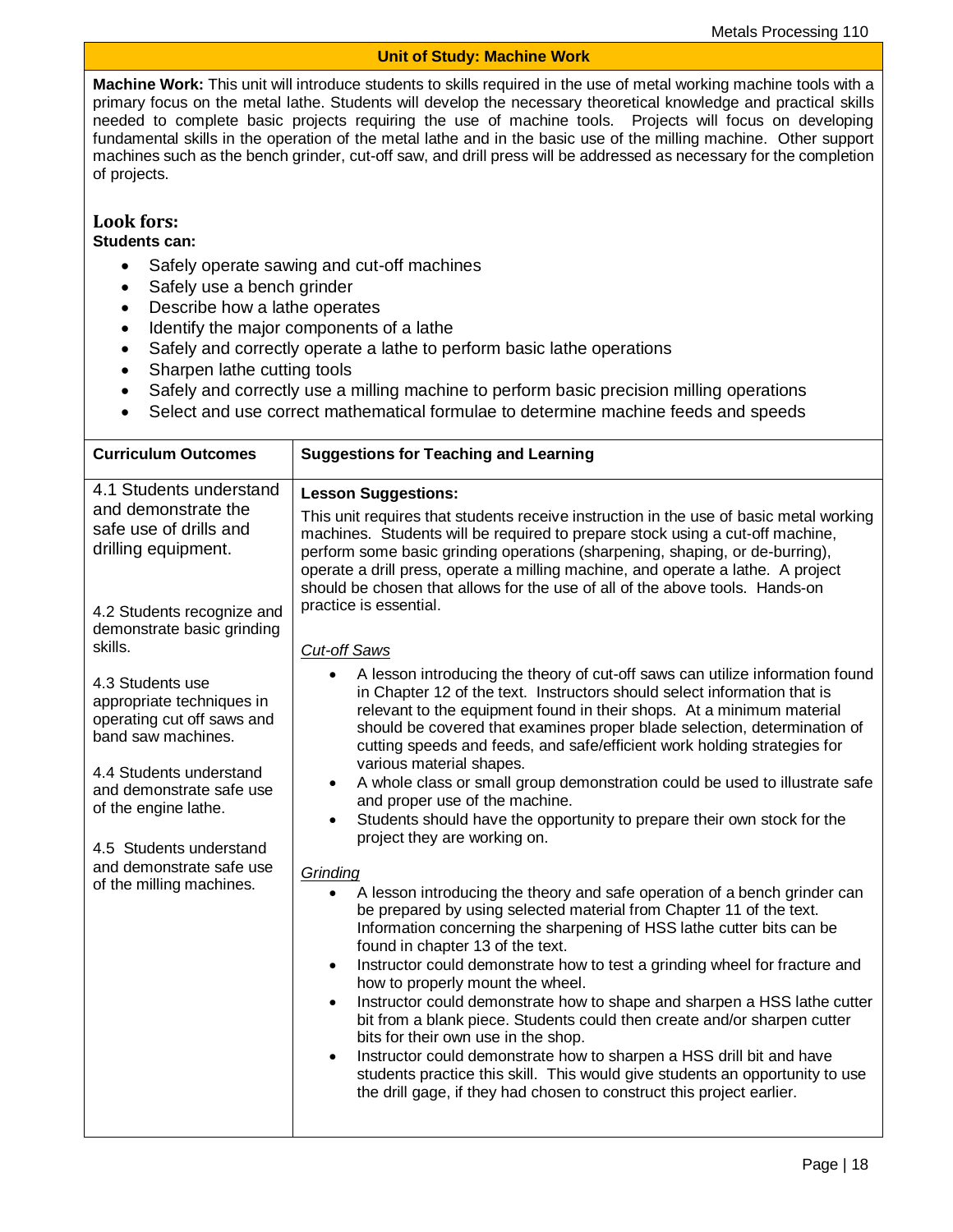## Unit of Study: Machine Work

**Machine Work:** This unit will introduce students to skills required in the use of metal working machine tools with a primary focus on the metal lathe. Students will develop the necessary theoretical knowledge and practical skills needed to complete basic projects requiring the use of machine tools. Projects will focus on developing fundamental skills in the operation of the metal lathe and in the basic use of the milling machine. Other support machines such as the bench grinder, cut-off saw, and drill press will be addressed as necessary for the completion of projects.

### Look fors:

**Students can:**

- Safely operate sawing and cut-off machines
- Safely use a bench grinder
- Describe how a lathe operates
- Identify the major components of a lathe
- Safely and correctly operate a lathe to perform basic lathe operations
- Sharpen lathe cutting tools
- Safely and correctly use a milling machine to perform basic precision milling operations
- Select and use correct mathematical formulae to determine machine feeds and speeds

| Curriculum Outcomes | Suggestions for Teaching and Learning |
|---|---|
| 4.1 Students understand and demonstrate the safe use of drills and drilling equipment.<br><br>4.2 Students recognize and demonstrate basic grinding skills.<br><br>4.3 Students use appropriate techniques in operating cut off saws and band saw machines.<br><br>4.4 Students understand and demonstrate safe use of the engine lathe.<br><br>4.5 Students understand and demonstrate safe use of the milling machines. | **Lesson Suggestions:**<br><br>This unit requires that students receive instruction in the use of basic metal working machines. Students will be required to prepare stock using a cut-off machine, perform some basic grinding operations (sharpening, shaping, or de-burring), operate a drill press, operate a milling machine, and operate a lathe. A project should be chosen that allows for the use of all of the above tools. Hands-on practice is essential.<br><br>*Cut-off Saws*<br>• A lesson introducing the theory of cut-off saws can utilize information found in Chapter 12 of the text. Instructors should select information that is relevant to the equipment found in their shops. At a minimum material should be covered that examines proper blade selection, determination of cutting speeds and feeds, and safe/efficient work holding strategies for various material shapes.<br>• A whole class or small group demonstration could be used to illustrate safe and proper use of the machine.<br>• Students should have the opportunity to prepare their own stock for the project they are working on.<br><br>*Grinding*<br>• A lesson introducing the theory and safe operation of a bench grinder can be prepared by using selected material from Chapter 11 of the text. Information concerning the sharpening of HSS lathe cutter bits can be found in chapter 13 of the text.<br>• Instructor could demonstrate how to test a grinding wheel for fracture and how to properly mount the wheel.<br>• Instructor could demonstrate how to shape and sharpen a HSS lathe cutter bit from a blank piece. Students could then create and/or sharpen cutter bits for their own use in the shop.<br>• Instructor could demonstrate how to sharpen a HSS drill bit and have students practice this skill. This would give students an opportunity to use the drill gage, if they had chosen to construct this project earlier. |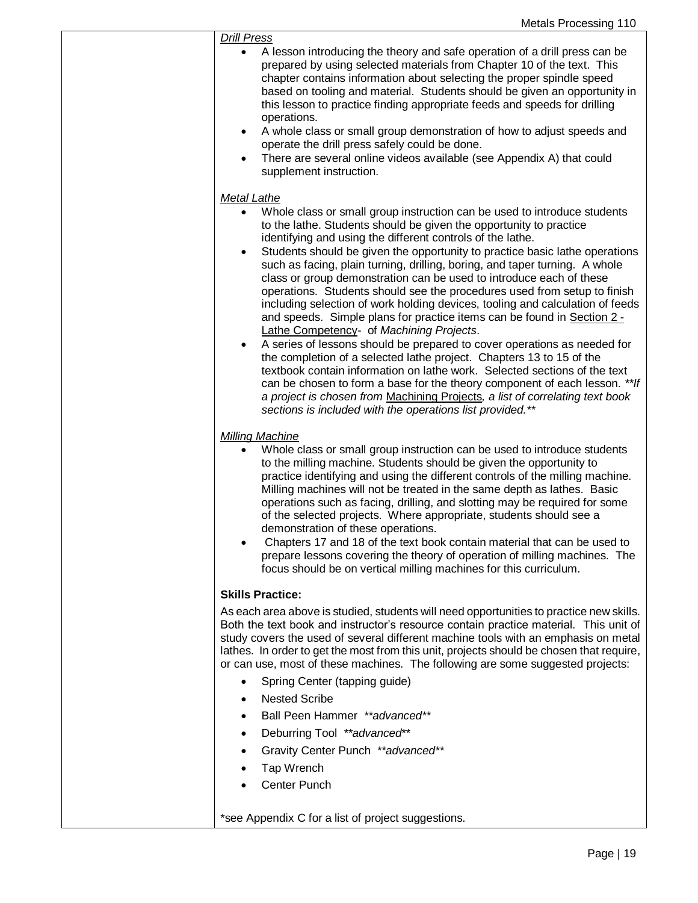*Drill Press*

- A lesson introducing the theory and safe operation of a drill press can be prepared by using selected materials from Chapter 10 of the text. This chapter contains information about selecting the proper spindle speed based on tooling and material. Students should be given an opportunity in this lesson to practice finding appropriate feeds and speeds for drilling operations.
- A whole class or small group demonstration of how to adjust speeds and operate the drill press safely could be done.
- There are several online videos available (see Appendix A) that could supplement instruction.

*Metal Lathe*

- Whole class or small group instruction can be used to introduce students to the lathe. Students should be given the opportunity to practice identifying and using the different controls of the lathe.
- Students should be given the opportunity to practice basic lathe operations such as facing, plain turning, drilling, boring, and taper turning. A whole class or group demonstration can be used to introduce each of these operations. Students should see the procedures used from setup to finish including selection of work holding devices, tooling and calculation of feeds and speeds. Simple plans for practice items can be found in Section 2 - Lathe Competency- of *Machining Projects*.
- A series of lessons should be prepared to cover operations as needed for the completion of a selected lathe project. Chapters 13 to 15 of the textbook contain information on lathe work. Selected sections of the text can be chosen to form a base for the theory component of each lesson. ***If a project is chosen from Machining Projects, a list of correlating text book sections is included with the operations list provided.***

*Milling Machine*

- Whole class or small group instruction can be used to introduce students to the milling machine. Students should be given the opportunity to practice identifying and using the different controls of the milling machine. Milling machines will not be treated in the same depth as lathes. Basic operations such as facing, drilling, and slotting may be required for some of the selected projects. Where appropriate, students should see a demonstration of these operations.
- Chapters 17 and 18 of the text book contain material that can be used to prepare lessons covering the theory of operation of milling machines. The focus should be on vertical milling machines for this curriculum.

**Skills Practice:**

As each area above is studied, students will need opportunities to practice new skills. Both the text book and instructor's resource contain practice material. This unit of study covers the used of several different machine tools with an emphasis on metal lathes. In order to get the most from this unit, projects should be chosen that require, or can use, most of these machines. The following are some suggested projects:

- Spring Center (tapping guide)
- Nested Scribe
- Ball Peen Hammer ***advanced***
- Deburring Tool ***advanced***
- Gravity Center Punch ***advanced***
- Tap Wrench
- Center Punch

*see Appendix C for a list of project suggestions.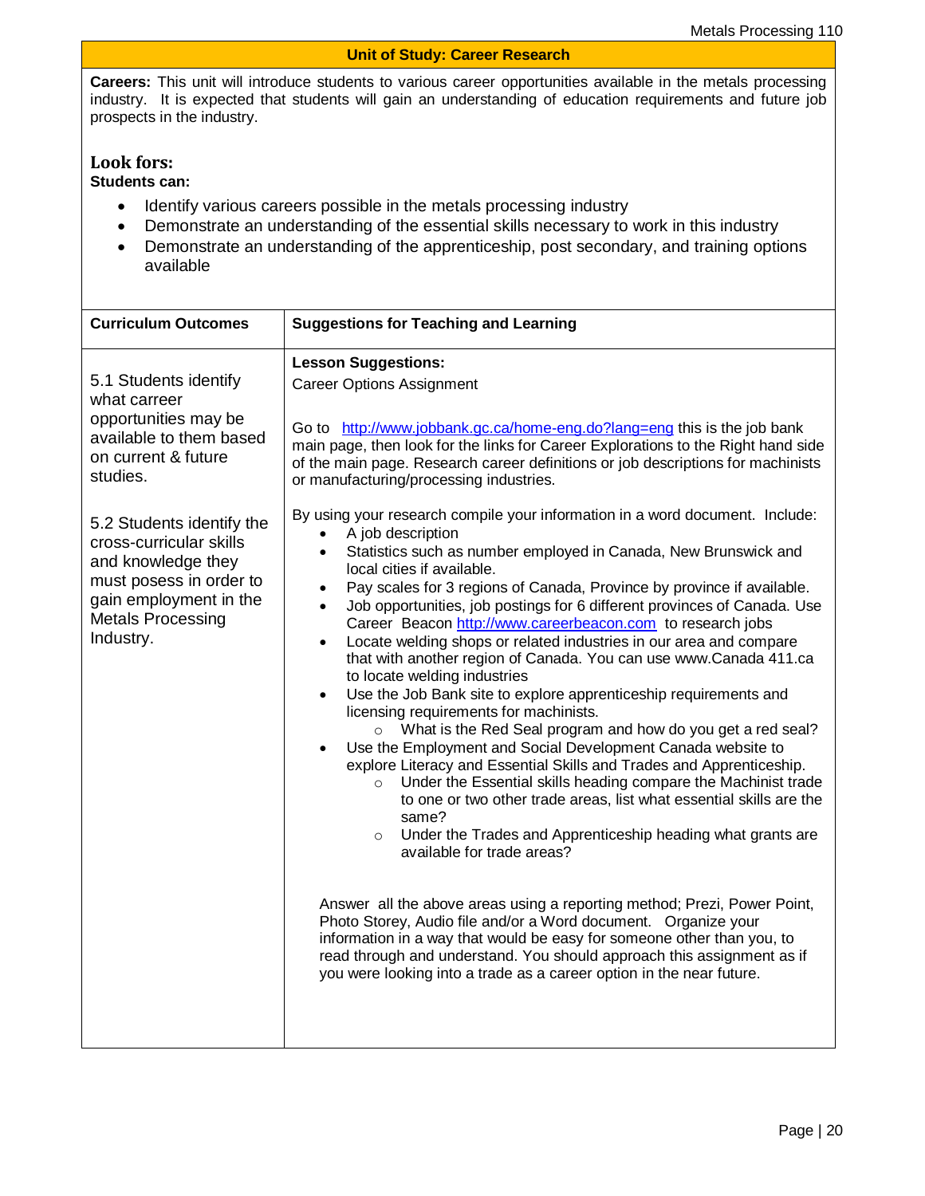## Unit of Study: Career Research

**Careers:** This unit will introduce students to various career opportunities available in the metals processing industry. It is expected that students will gain an understanding of education requirements and future job prospects in the industry.

### Look fors:

**Students can:**

- Identify various careers possible in the metals processing industry
- Demonstrate an understanding of the essential skills necessary to work in this industry
- Demonstrate an understanding of the apprenticeship, post secondary, and training options available

| Curriculum Outcomes | Suggestions for Teaching and Learning |
|---|---|
| 5.1 Students identify what carreer opportunities may be available to them based on current & future studies.<br><br>5.2 Students identify the cross-curricular skills and knowledge they must posess in order to gain employment in the Metals Processing Industry. | **Lesson Suggestions:**<br>Career Options Assignment<br><br>Go to http://www.jobbank.gc.ca/home-eng.do?lang=eng this is the job bank main page, then look for the links for Career Explorations to the Right hand side of the main page. Research career definitions or job descriptions for machinists or manufacturing/processing industries.<br><br>By using your research compile your information in a word document. Include:<br>• A job description<br>• Statistics such as number employed in Canada, New Brunswick and local cities if available.<br>• Pay scales for 3 regions of Canada, Province by province if available.<br>• Job opportunities, job postings for 6 different provinces of Canada. Use Career Beacon http://www.careerbeacon.com to research jobs<br>• Locate welding shops or related industries in our area and compare that with another region of Canada. You can use www.Canada 411.ca to locate welding industries<br>• Use the Job Bank site to explore apprenticeship requirements and licensing requirements for machinists.<br>&nbsp;&nbsp;&nbsp;&nbsp;○ What is the Red Seal program and how do you get a red seal?<br>• Use the Employment and Social Development Canada website to explore Literacy and Essential Skills and Trades and Apprenticeship.<br>&nbsp;&nbsp;&nbsp;&nbsp;○ Under the Essential skills heading compare the Machinist trade to one or two other trade areas, list what essential skills are the same?<br>&nbsp;&nbsp;&nbsp;&nbsp;○ Under the Trades and Apprenticeship heading what grants are available for trade areas?<br><br>Answer all the above areas using a reporting method; Prezi, Power Point, Photo Storey, Audio file and/or a Word document. Organize your information in a way that would be easy for someone other than you, to read through and understand. You should approach this assignment as if you were looking into a trade as a career option in the near future. |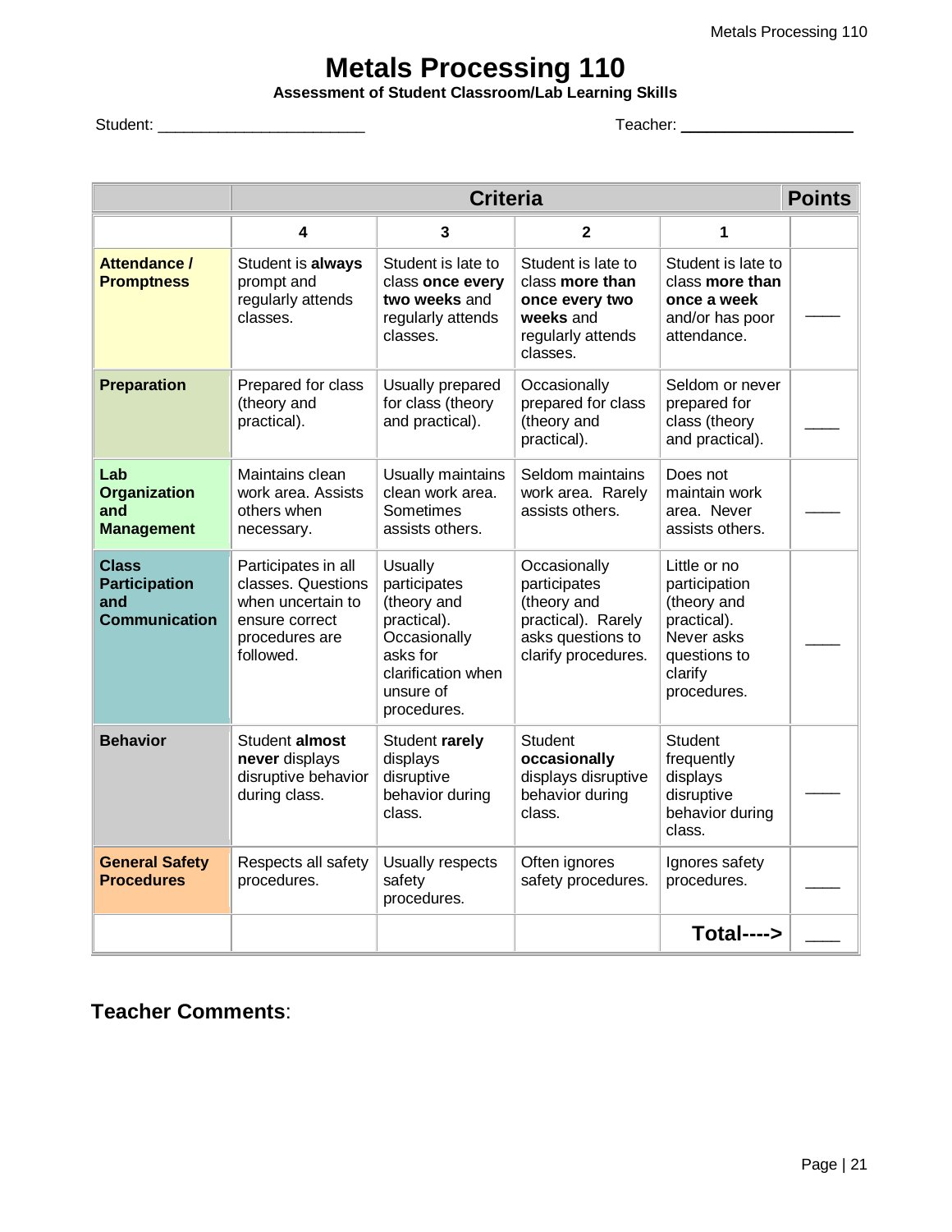# Metals Processing 110

**Assessment of Student Classroom/Lab Learning Skills**

Student: ________________________ Teacher: ____________________

| | Criteria | | | | Points |
|---|---|---|---|---|---|
| | 4 | 3 | 2 | 1 | |
| **Attendance / Promptness** | Student is **always** prompt and regularly attends classes. | Student is late to class **once every two weeks** and regularly attends classes. | Student is late to class **more than once every two weeks** and regularly attends classes. | Student is late to class **more than once a week** and/or has poor attendance. | ____ |
| **Preparation** | Prepared for class (theory and practical). | Usually prepared for class (theory and practical). | Occasionally prepared for class (theory and practical). | Seldom or never prepared for class (theory and practical). | ____ |
| **Lab Organization and Management** | Maintains clean work area. Assists others when necessary. | Usually maintains clean work area. Sometimes assists others. | Seldom maintains work area. Rarely assists others. | Does not maintain work area. Never assists others. | ____ |
| **Class Participation and Communication** | Participates in all classes. Questions when uncertain to ensure correct procedures are followed. | Usually participates (theory and practical). Occasionally asks for clarification when unsure of procedures. | Occasionally participates (theory and practical). Rarely asks questions to clarify procedures. | Little or no participation (theory and practical). Never asks questions to clarify procedures. | ____ |
| **Behavior** | Student **almost never** displays disruptive behavior during class. | Student **rarely** displays disruptive behavior during class. | Student **occasionally** displays disruptive behavior during class. | Student frequently displays disruptive behavior during class. | ____ |
| **General Safety Procedures** | Respects all safety procedures. | Usually respects safety procedures. | Often ignores safety procedures. | Ignores safety procedures. | ____ |
| | | | | **Total---->** | ____ |

**Teacher Comments**: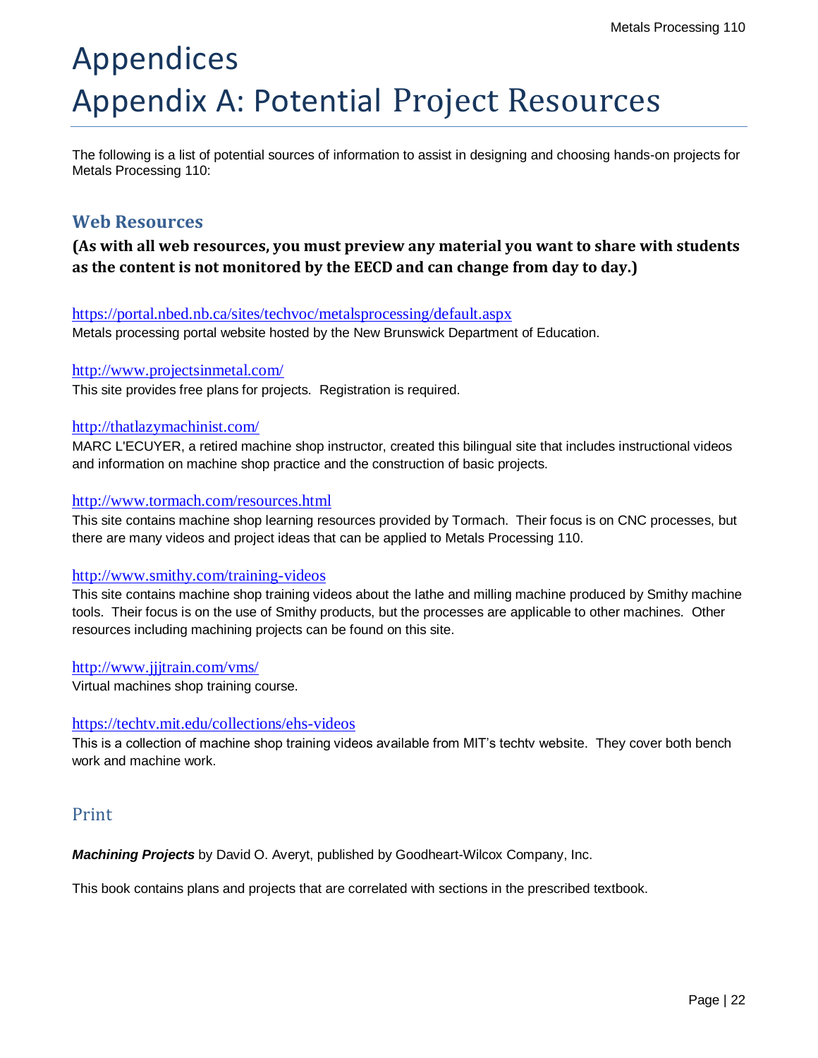# Appendices

# Appendix A: Potential Project Resources

The following is a list of potential sources of information to assist in designing and choosing hands-on projects for Metals Processing 110:

## Web Resources

**(As with all web resources, you must preview any material you want to share with students as the content is not monitored by the EECD and can change from day to day.)**

https://portal.nbed.nb.ca/sites/techvoc/metalsprocessing/default.aspx
Metals processing portal website hosted by the New Brunswick Department of Education.

http://www.projectsinmetal.com/
This site provides free plans for projects. Registration is required.

http://thatlazymachinist.com/
MARC L'ECUYER, a retired machine shop instructor, created this bilingual site that includes instructional videos and information on machine shop practice and the construction of basic projects.

http://www.tormach.com/resources.html
This site contains machine shop learning resources provided by Tormach. Their focus is on CNC processes, but there are many videos and project ideas that can be applied to Metals Processing 110.

http://www.smithy.com/training-videos
This site contains machine shop training videos about the lathe and milling machine produced by Smithy machine tools. Their focus is on the use of Smithy products, but the processes are applicable to other machines. Other resources including machining projects can be found on this site.

http://www.jjjtrain.com/vms/
Virtual machines shop training course.

https://techtv.mit.edu/collections/ehs-videos
This is a collection of machine shop training videos available from MIT's techtv website. They cover both bench work and machine work.

## Print

***Machining Projects*** by David O. Averyt, published by Goodheart-Wilcox Company, Inc.

This book contains plans and projects that are correlated with sections in the prescribed textbook.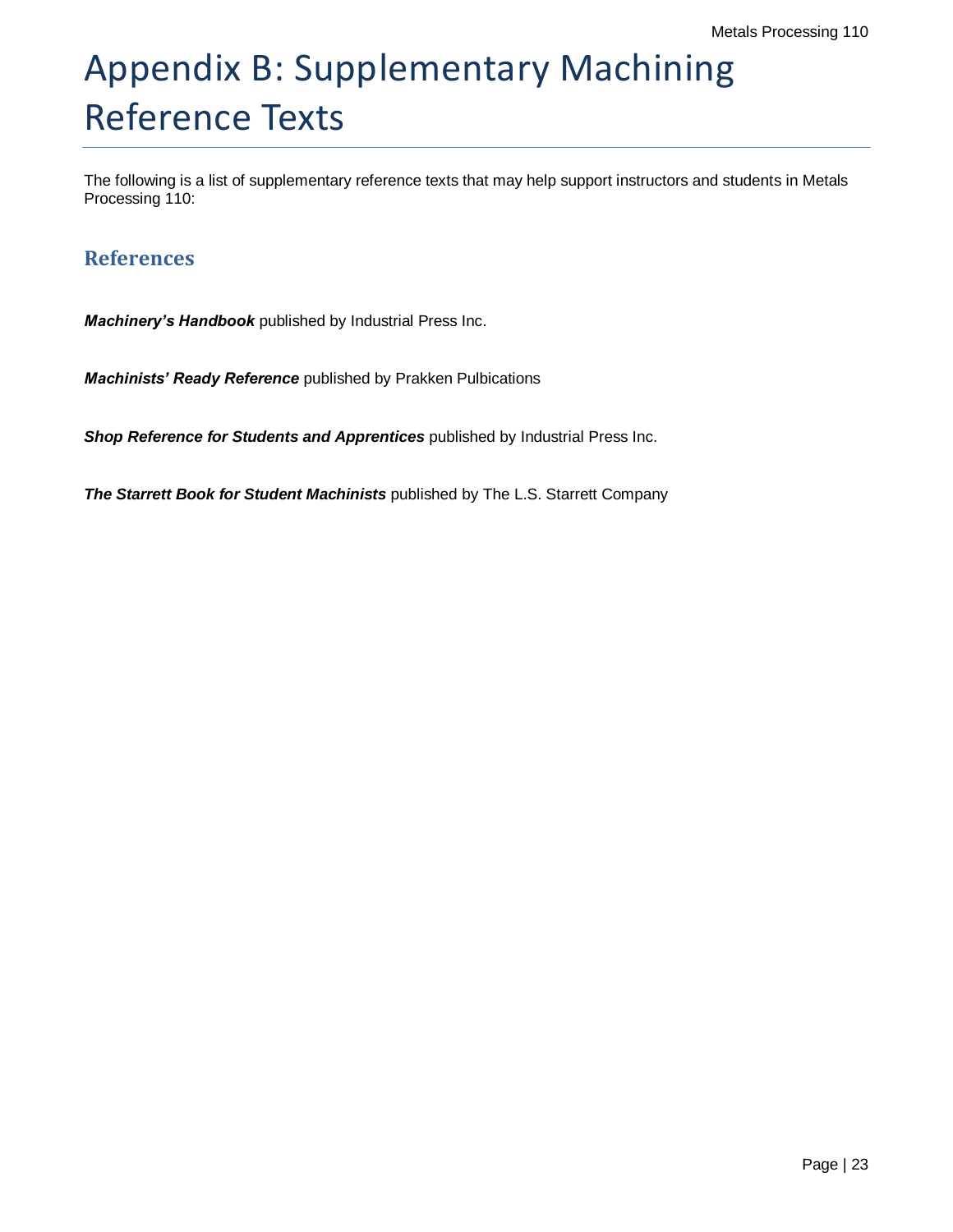# Appendix B: Supplementary Machining Reference Texts

The following is a list of supplementary reference texts that may help support instructors and students in Metals Processing 110:

## References

***Machinery's Handbook*** published by Industrial Press Inc.

***Machinists' Ready Reference*** published by Prakken Pulbications

***Shop Reference for Students and Apprentices*** published by Industrial Press Inc.

***The Starrett Book for Student Machinists*** published by The L.S. Starrett Company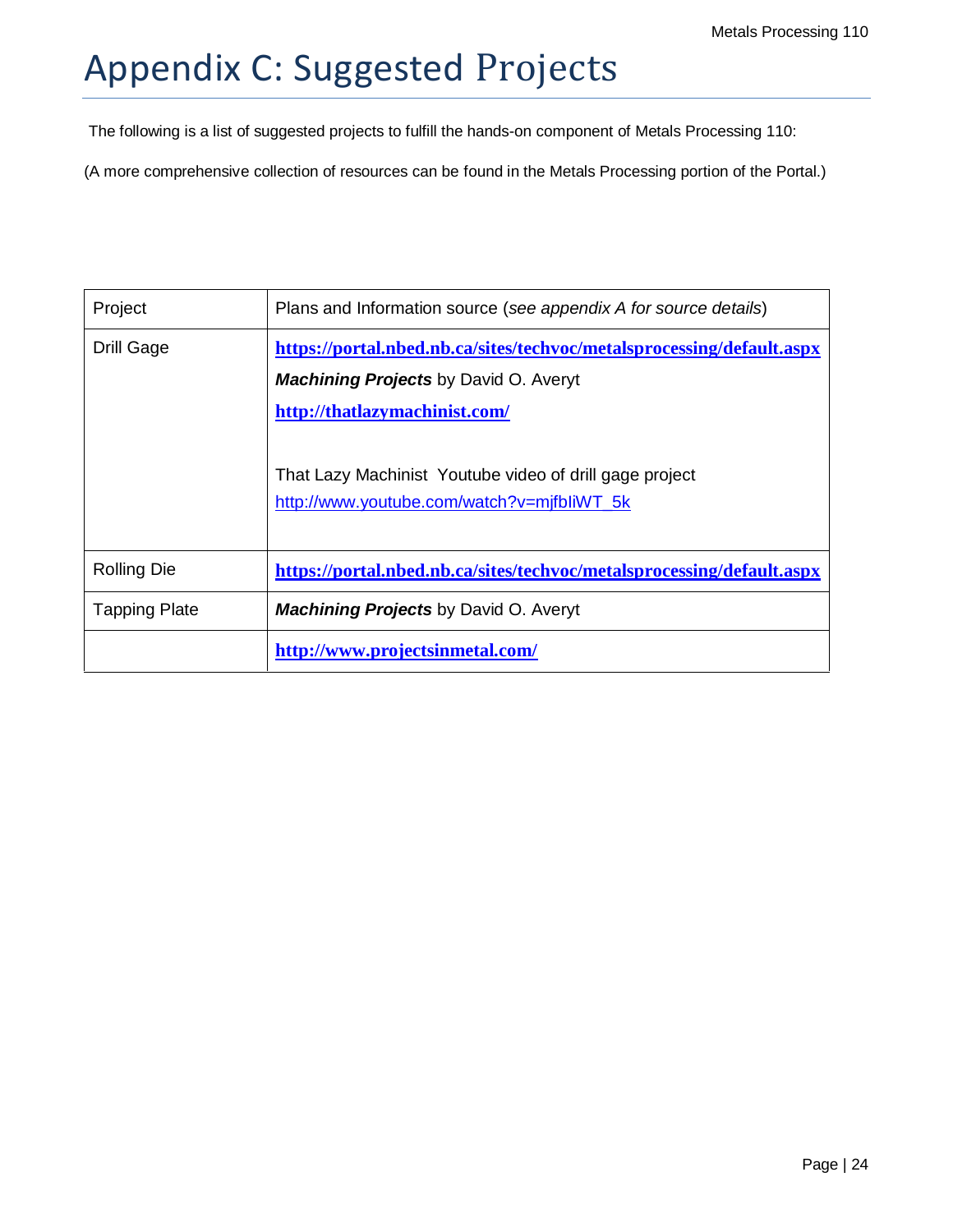# Appendix C: Suggested Projects

The following is a list of suggested projects to fulfill the hands-on component of Metals Processing 110:

(A more comprehensive collection of resources can be found in the Metals Processing portion of the Portal.)

| Project | Plans and Information source (*see appendix A for source details*) |
|---|---|
| Drill Gage | **https://portal.nbed.nb.ca/sites/techvoc/metalsprocessing/default.aspx**<br>***Machining Projects*** by David O. Averyt<br>**http://thatlazymachinist.com/**<br><br>That Lazy Machinist Youtube video of drill gage project<br>http://www.youtube.com/watch?v=mjfbIiWT_5k |
| Rolling Die | **https://portal.nbed.nb.ca/sites/techvoc/metalsprocessing/default.aspx** |
| Tapping Plate | ***Machining Projects*** by David O. Averyt |
| | **http://www.projectsinmetal.com/** |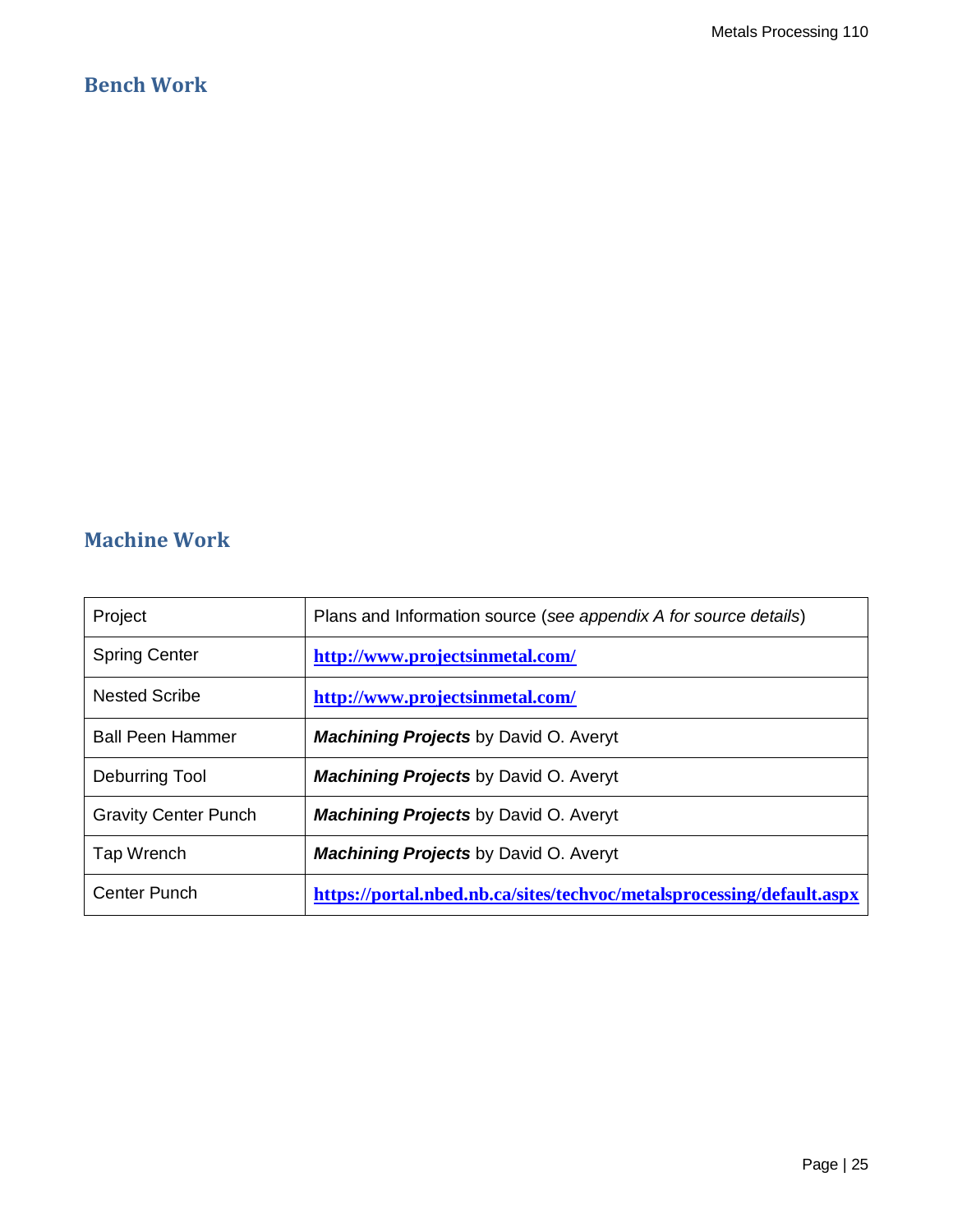## Bench Work

## Machine Work

| Project | Plans and Information source (*see appendix A for source details*) |
|---|---|
| Spring Center | http://www.projectsinmetal.com/ |
| Nested Scribe | http://www.projectsinmetal.com/ |
| Ball Peen Hammer | ***Machining Projects*** by David O. Averyt |
| Deburring Tool | ***Machining Projects*** by David O. Averyt |
| Gravity Center Punch | ***Machining Projects*** by David O. Averyt |
| Tap Wrench | ***Machining Projects*** by David O. Averyt |
| Center Punch | https://portal.nbed.nb.ca/sites/techvoc/metalsprocessing/default.aspx |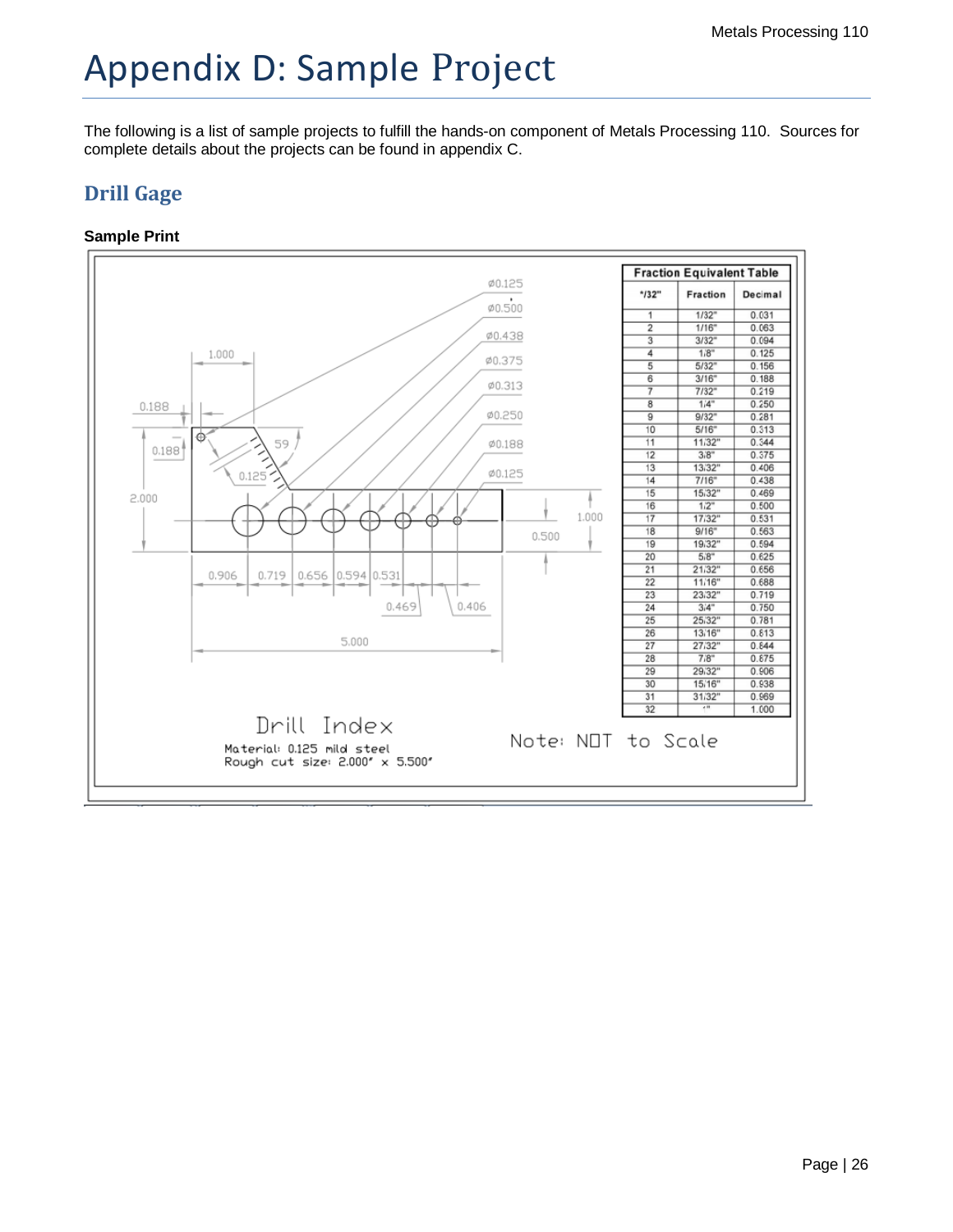# Appendix D: Sample Project

The following is a list of sample projects to fulfill the hands-on component of Metals Processing 110. Sources for complete details about the projects can be found in appendix C.

## Drill Gage

**Sample Print**

Ø0.125
Ø0.500
Ø0.438
Ø0.375
Ø0.313
Ø0.250
Ø0.188
Ø0.125

1.000
0.188
0.188
59
0.125
2.000
1.000
0.500

0.906 | 0.719 | 0.656 | 0.594 | 0.531
0.469
0.406

5.000

Drill Index

Material: 0.125 mild steel
Rough cut size: 2.000" x 5.500"

Note: NOT to Scale

**Fraction Equivalent Table**

| */32" | Fraction | Decimal |
|---|---|---|
| 1 | 1/32" | 0.031 |
| 2 | 1/16" | 0.063 |
| 3 | 3/32" | 0.094 |
| 4 | 1/8" | 0.125 |
| 5 | 5/32" | 0.156 |
| 6 | 3/16" | 0.188 |
| 7 | 7/32" | 0.219 |
| 8 | 1/4" | 0.250 |
| 9 | 9/32" | 0.281 |
| 10 | 5/16" | 0.313 |
| 11 | 11/32" | 0.344 |
| 12 | 3/8" | 0.375 |
| 13 | 13/32" | 0.406 |
| 14 | 7/16" | 0.438 |
| 15 | 15/32" | 0.469 |
| 16 | 1/2" | 0.500 |
| 17 | 17/32" | 0.531 |
| 18 | 9/16" | 0.563 |
| 19 | 19/32" | 0.594 |
| 20 | 5/8" | 0.625 |
| 21 | 21/32" | 0.656 |
| 22 | 11/16" | 0.688 |
| 23 | 23/32" | 0.719 |
| 24 | 3/4" | 0.750 |
| 25 | 25/32" | 0.781 |
| 26 | 13/16" | 0.813 |
| 27 | 27/32" | 0.844 |
| 28 | 7/8" | 0.875 |
| 29 | 29/32" | 0.906 |
| 30 | 15/16" | 0.938 |
| 31 | 31/32" | 0.969 |
| 32 | 1" | 1.000 |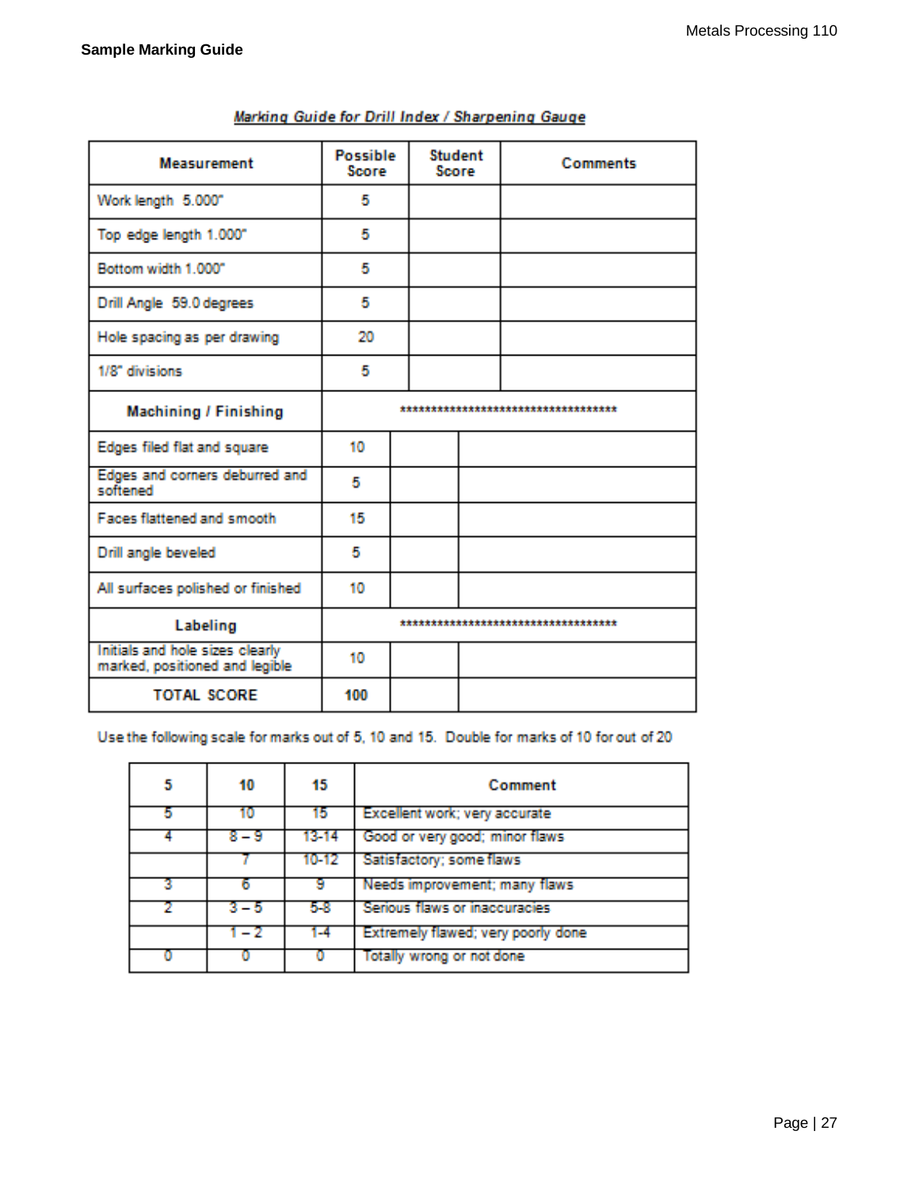**Sample Marking Guide**

<u>***Marking Guide for Drill Index / Sharpening Gauge***</u>

| Measurement | Possible Score | Student Score | Comments |
|---|---|---|---|
| Work length 5.000" | 5 | | |
| Top edge length 1.000" | 5 | | |
| Bottom width 1.000" | 5 | | |
| Drill Angle 59.0 degrees | 5 | | |
| Hole spacing as per drawing | 20 | | |
| 1/8" divisions | 5 | | |
| **Machining / Finishing** | ************************************ | | |
| Edges filed flat and square | 10 | | |
| Edges and corners deburred and softened | 5 | | |
| Faces flattened and smooth | 15 | | |
| Drill angle beveled | 5 | | |
| All surfaces polished or finished | 10 | | |
| **Labeling** | ************************************ | | |
| Initials and hole sizes clearly marked, positioned and legible | 10 | | |
| **TOTAL SCORE** | **100** | | |

Use the following scale for marks out of 5, 10 and 15. Double for marks of 10 for out of 20

| 5 | 10 | 15 | Comment |
|---|---|---|---|
| 5 | 10 | 15 | Excellent work; very accurate |
| 4 | 8 – 9 | 13-14 | Good or very good; minor flaws |
| | 7 | 10-12 | Satisfactory; some flaws |
| 3 | 6 | 9 | Needs improvement; many flaws |
| 2 | 3 – 5 | 5-8 | Serious flaws or inaccuracies |
| | 1 – 2 | 1-4 | Extremely flawed; very poorly done |
| 0 | 0 | 0 | Totally wrong or not done |